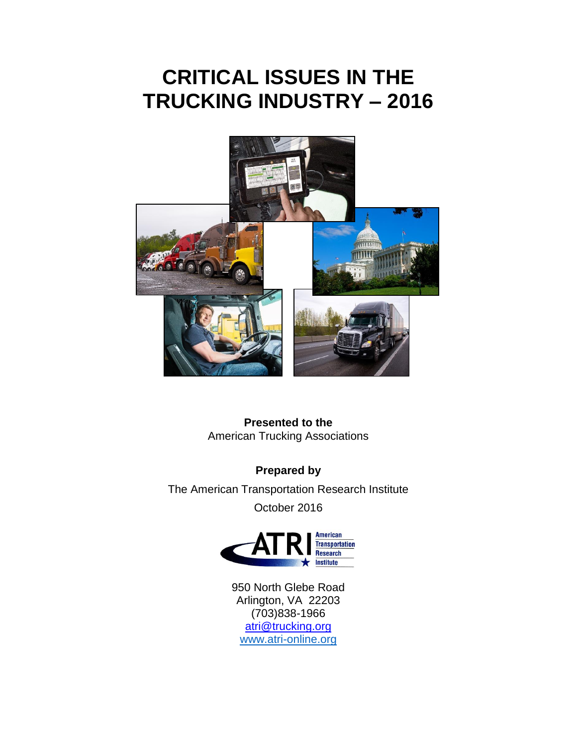# CRITICAL ISSUES IN THE TRUCKING INDUSTRY – 2016

**Presented to the**
American Trucking Associations

**Prepared by**

The American Transportation Research Institute

October 2016

950 North Glebe Road
Arlington, VA 22203
(703)838-1966
atri@trucking.org
www.atri-online.org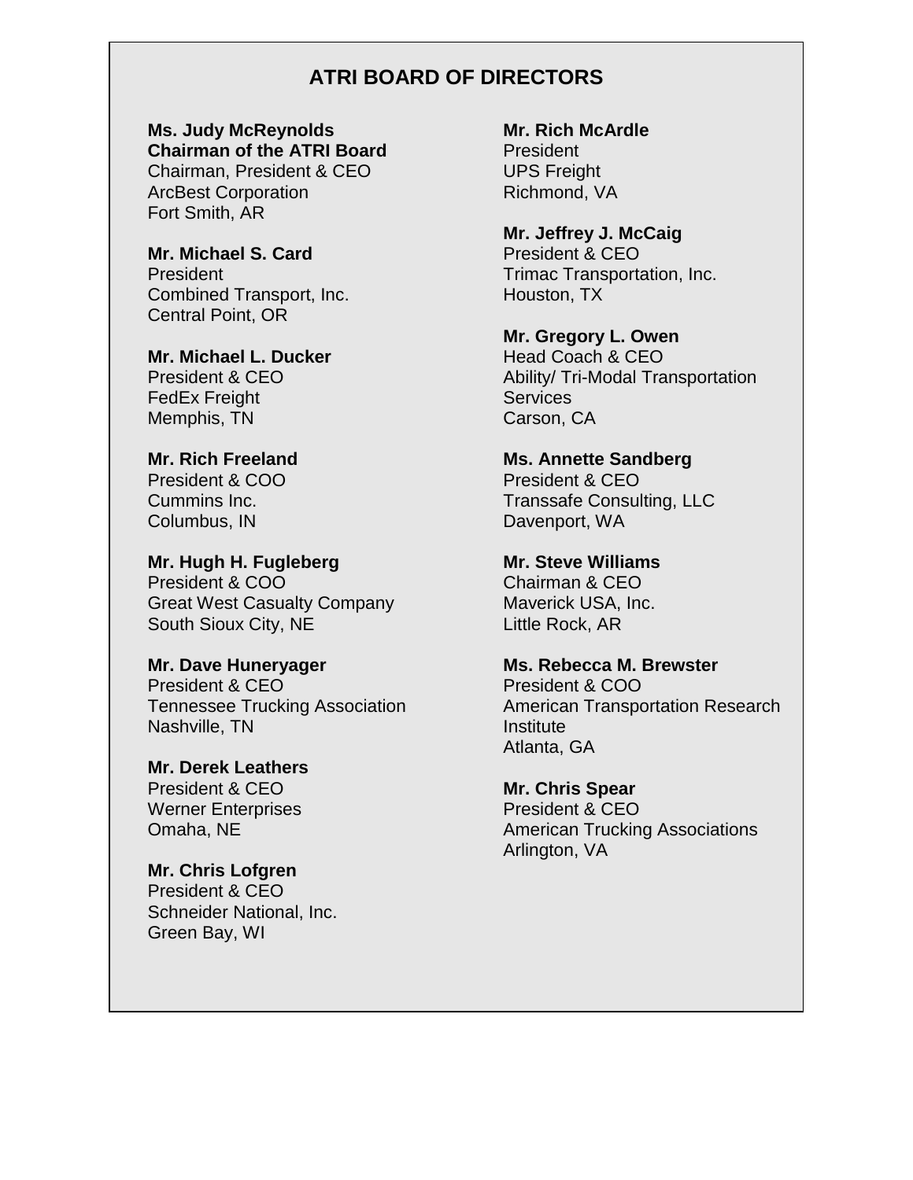## ATRI BOARD OF DIRECTORS

**Ms. Judy McReynolds**
**Chairman of the ATRI Board**
Chairman, President & CEO
ArcBest Corporation
Fort Smith, AR

**Mr. Michael S. Card**
President
Combined Transport, Inc.
Central Point, OR

**Mr. Michael L. Ducker**
President & CEO
FedEx Freight
Memphis, TN

**Mr. Rich Freeland**
President & COO
Cummins Inc.
Columbus, IN

**Mr. Hugh H. Fugleberg**
President & COO
Great West Casualty Company
South Sioux City, NE

**Mr. Dave Huneryager**
President & CEO
Tennessee Trucking Association
Nashville, TN

**Mr. Derek Leathers**
President & CEO
Werner Enterprises
Omaha, NE

**Mr. Chris Lofgren**
President & CEO
Schneider National, Inc.
Green Bay, WI

**Mr. Rich McArdle**
President
UPS Freight
Richmond, VA

**Mr. Jeffrey J. McCaig**
President & CEO
Trimac Transportation, Inc.
Houston, TX

**Mr. Gregory L. Owen**
Head Coach & CEO
Ability/ Tri-Modal Transportation Services
Carson, CA

**Ms. Annette Sandberg**
President & CEO
Transsafe Consulting, LLC
Davenport, WA

**Mr. Steve Williams**
Chairman & CEO
Maverick USA, Inc.
Little Rock, AR

**Ms. Rebecca M. Brewster**
President & COO
American Transportation Research Institute
Atlanta, GA

**Mr. Chris Spear**
President & CEO
American Trucking Associations
Arlington, VA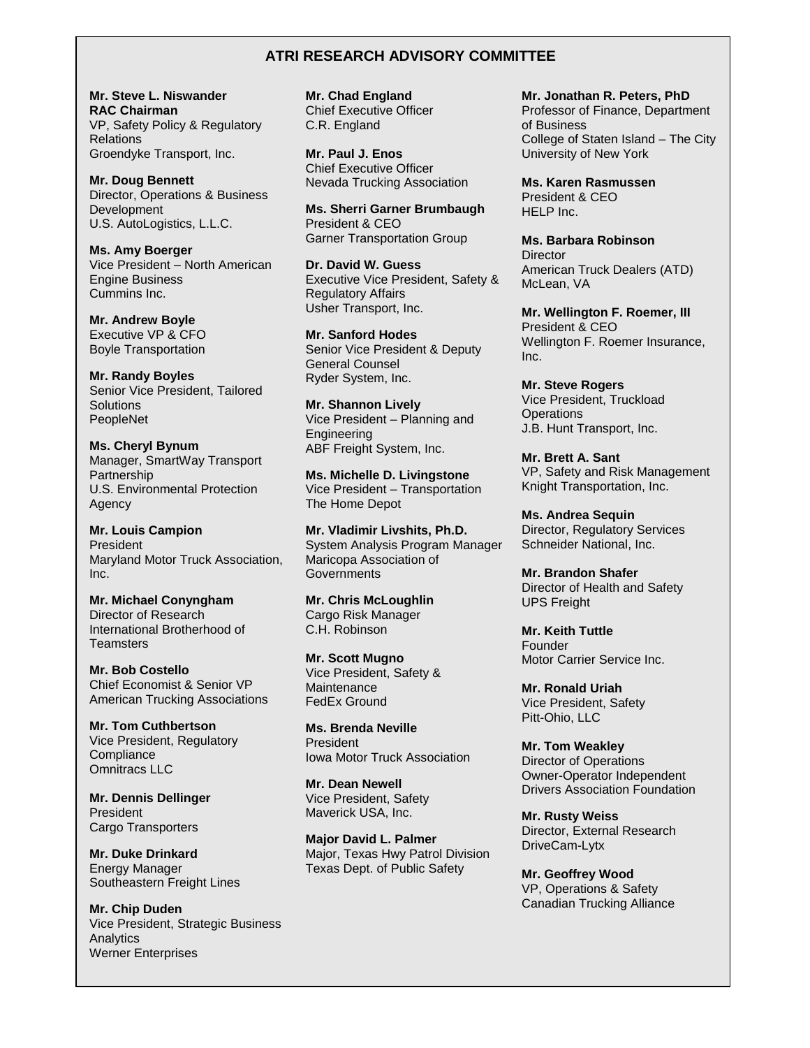## ATRI RESEARCH ADVISORY COMMITTEE

**Mr. Steve L. Niswander**
**RAC Chairman**
VP, Safety Policy & Regulatory Relations
Groendyke Transport, Inc.

**Mr. Doug Bennett**
Director, Operations & Business Development
U.S. AutoLogistics, L.L.C.

**Ms. Amy Boerger**
Vice President – North American Engine Business
Cummins Inc.

**Mr. Andrew Boyle**
Executive VP & CFO
Boyle Transportation

**Mr. Randy Boyles**
Senior Vice President, Tailored Solutions
PeopleNet

**Ms. Cheryl Bynum**
Manager, SmartWay Transport Partnership
U.S. Environmental Protection Agency

**Mr. Louis Campion**
President
Maryland Motor Truck Association, Inc.

**Mr. Michael Conyngham**
Director of Research
International Brotherhood of Teamsters

**Mr. Bob Costello**
Chief Economist & Senior VP
American Trucking Associations

**Mr. Tom Cuthbertson**
Vice President, Regulatory Compliance
Omnitracs LLC

**Mr. Dennis Dellinger**
President
Cargo Transporters

**Mr. Duke Drinkard**
Energy Manager
Southeastern Freight Lines

**Mr. Chip Duden**
Vice President, Strategic Business Analytics
Werner Enterprises

**Mr. Chad England**
Chief Executive Officer
C.R. England

**Mr. Paul J. Enos**
Chief Executive Officer
Nevada Trucking Association

**Ms. Sherri Garner Brumbaugh**
President & CEO
Garner Transportation Group

**Dr. David W. Guess**
Executive Vice President, Safety & Regulatory Affairs
Usher Transport, Inc.

**Mr. Sanford Hodes**
Senior Vice President & Deputy General Counsel
Ryder System, Inc.

**Mr. Shannon Lively**
Vice President – Planning and Engineering
ABF Freight System, Inc.

**Ms. Michelle D. Livingstone**
Vice President – Transportation
The Home Depot

**Mr. Vladimir Livshits, Ph.D.**
System Analysis Program Manager
Maricopa Association of Governments

**Mr. Chris McLoughlin**
Cargo Risk Manager
C.H. Robinson

**Mr. Scott Mugno**
Vice President, Safety & Maintenance
FedEx Ground

**Ms. Brenda Neville**
President
Iowa Motor Truck Association

**Mr. Dean Newell**
Vice President, Safety
Maverick USA, Inc.

**Major David L. Palmer**
Major, Texas Hwy Patrol Division
Texas Dept. of Public Safety

**Mr. Jonathan R. Peters, PhD**
Professor of Finance, Department of Business
College of Staten Island – The City University of New York

**Ms. Karen Rasmussen**
President & CEO
HELP Inc.

**Ms. Barbara Robinson**
Director
American Truck Dealers (ATD)
McLean, VA

**Mr. Wellington F. Roemer, III**
President & CEO
Wellington F. Roemer Insurance, Inc.

**Mr. Steve Rogers**
Vice President, Truckload Operations
J.B. Hunt Transport, Inc.

**Mr. Brett A. Sant**
VP, Safety and Risk Management
Knight Transportation, Inc.

**Ms. Andrea Sequin**
Director, Regulatory Services
Schneider National, Inc.

**Mr. Brandon Shafer**
Director of Health and Safety
UPS Freight

**Mr. Keith Tuttle**
Founder
Motor Carrier Service Inc.

**Mr. Ronald Uriah**
Vice President, Safety
Pitt-Ohio, LLC

**Mr. Tom Weakley**
Director of Operations
Owner-Operator Independent Drivers Association Foundation

**Mr. Rusty Weiss**
Director, External Research
DriveCam-Lytx

**Mr. Geoffrey Wood**
VP, Operations & Safety
Canadian Trucking Alliance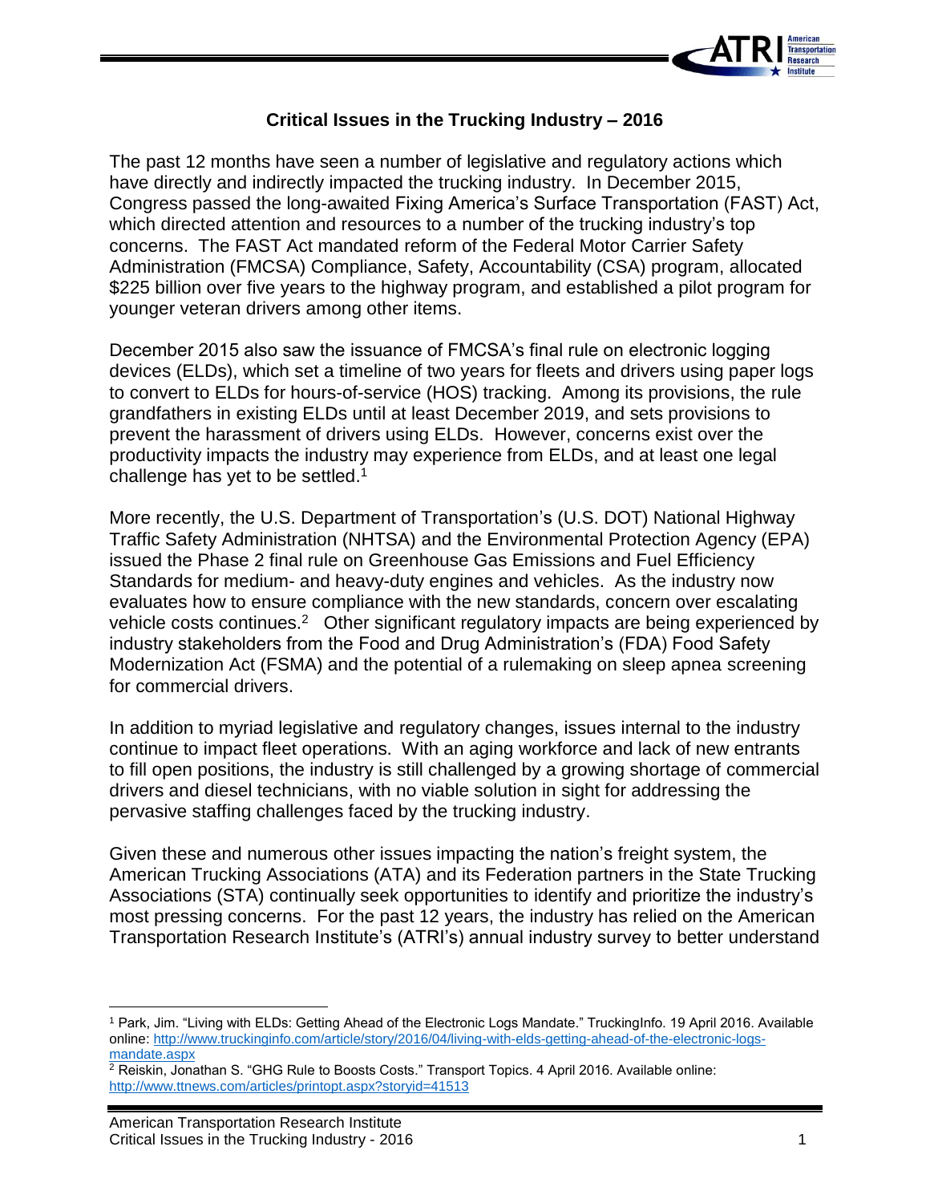## Critical Issues in the Trucking Industry – 2016

The past 12 months have seen a number of legislative and regulatory actions which have directly and indirectly impacted the trucking industry. In December 2015, Congress passed the long-awaited Fixing America's Surface Transportation (FAST) Act, which directed attention and resources to a number of the trucking industry's top concerns. The FAST Act mandated reform of the Federal Motor Carrier Safety Administration (FMCSA) Compliance, Safety, Accountability (CSA) program, allocated $225 billion over five years to the highway program, and established a pilot program for younger veteran drivers among other items.

December 2015 also saw the issuance of FMCSA's final rule on electronic logging devices (ELDs), which set a timeline of two years for fleets and drivers using paper logs to convert to ELDs for hours-of-service (HOS) tracking. Among its provisions, the rule grandfathers in existing ELDs until at least December 2019, and sets provisions to prevent the harassment of drivers using ELDs. However, concerns exist over the productivity impacts the industry may experience from ELDs, and at least one legal challenge has yet to be settled.[1]

More recently, the U.S. Department of Transportation's (U.S. DOT) National Highway Traffic Safety Administration (NHTSA) and the Environmental Protection Agency (EPA) issued the Phase 2 final rule on Greenhouse Gas Emissions and Fuel Efficiency Standards for medium- and heavy-duty engines and vehicles. As the industry now evaluates how to ensure compliance with the new standards, concern over escalating vehicle costs continues.[2] Other significant regulatory impacts are being experienced by industry stakeholders from the Food and Drug Administration's (FDA) Food Safety Modernization Act (FSMA) and the potential of a rulemaking on sleep apnea screening for commercial drivers.

In addition to myriad legislative and regulatory changes, issues internal to the industry continue to impact fleet operations. With an aging workforce and lack of new entrants to fill open positions, the industry is still challenged by a growing shortage of commercial drivers and diesel technicians, with no viable solution in sight for addressing the pervasive staffing challenges faced by the trucking industry.

Given these and numerous other issues impacting the nation's freight system, the American Trucking Associations (ATA) and its Federation partners in the State Trucking Associations (STA) continually seek opportunities to identify and prioritize the industry's most pressing concerns. For the past 12 years, the industry has relied on the American Transportation Research Institute's (ATRI's) annual industry survey to better understand

---

[1] Park, Jim. "Living with ELDs: Getting Ahead of the Electronic Logs Mandate." TruckingInfo. 19 April 2016. Available online: http://www.truckinginfo.com/article/story/2016/04/living-with-elds-getting-ahead-of-the-electronic-logs-mandate.aspx

[2] Reiskin, Jonathan S. "GHG Rule to Boosts Costs." Transport Topics. 4 April 2016. Available online: http://www.ttnews.com/articles/printopt.aspx?storyid=41513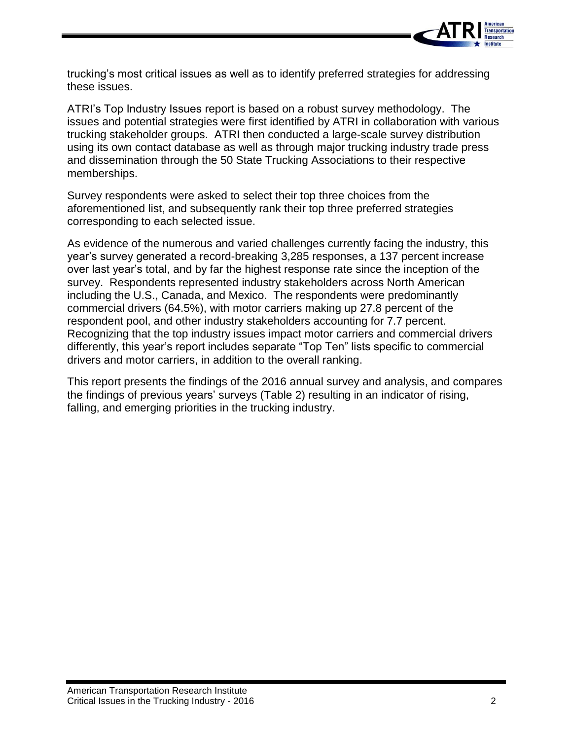trucking's most critical issues as well as to identify preferred strategies for addressing these issues.

ATRI's Top Industry Issues report is based on a robust survey methodology. The issues and potential strategies were first identified by ATRI in collaboration with various trucking stakeholder groups. ATRI then conducted a large-scale survey distribution using its own contact database as well as through major trucking industry trade press and dissemination through the 50 State Trucking Associations to their respective memberships.

Survey respondents were asked to select their top three choices from the aforementioned list, and subsequently rank their top three preferred strategies corresponding to each selected issue.

As evidence of the numerous and varied challenges currently facing the industry, this year's survey generated a record-breaking 3,285 responses, a 137 percent increase over last year's total, and by far the highest response rate since the inception of the survey. Respondents represented industry stakeholders across North American including the U.S., Canada, and Mexico. The respondents were predominantly commercial drivers (64.5%), with motor carriers making up 27.8 percent of the respondent pool, and other industry stakeholders accounting for 7.7 percent. Recognizing that the top industry issues impact motor carriers and commercial drivers differently, this year's report includes separate "Top Ten" lists specific to commercial drivers and motor carriers, in addition to the overall ranking.

This report presents the findings of the 2016 annual survey and analysis, and compares the findings of previous years' surveys (Table 2) resulting in an indicator of rising, falling, and emerging priorities in the trucking industry.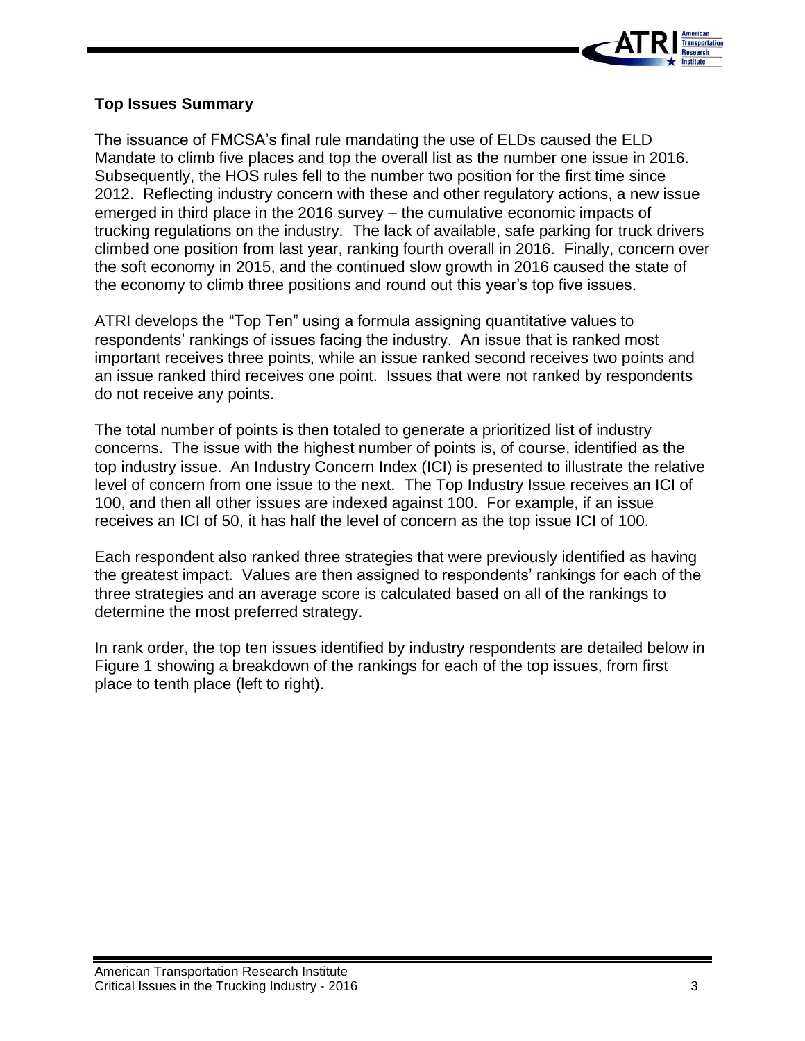## Top Issues Summary

The issuance of FMCSA's final rule mandating the use of ELDs caused the ELD Mandate to climb five places and top the overall list as the number one issue in 2016. Subsequently, the HOS rules fell to the number two position for the first time since 2012. Reflecting industry concern with these and other regulatory actions, a new issue emerged in third place in the 2016 survey – the cumulative economic impacts of trucking regulations on the industry. The lack of available, safe parking for truck drivers climbed one position from last year, ranking fourth overall in 2016. Finally, concern over the soft economy in 2015, and the continued slow growth in 2016 caused the state of the economy to climb three positions and round out this year's top five issues.

ATRI develops the "Top Ten" using a formula assigning quantitative values to respondents' rankings of issues facing the industry. An issue that is ranked most important receives three points, while an issue ranked second receives two points and an issue ranked third receives one point. Issues that were not ranked by respondents do not receive any points.

The total number of points is then totaled to generate a prioritized list of industry concerns. The issue with the highest number of points is, of course, identified as the top industry issue. An Industry Concern Index (ICI) is presented to illustrate the relative level of concern from one issue to the next. The Top Industry Issue receives an ICI of 100, and then all other issues are indexed against 100. For example, if an issue receives an ICI of 50, it has half the level of concern as the top issue ICI of 100.

Each respondent also ranked three strategies that were previously identified as having the greatest impact. Values are then assigned to respondents' rankings for each of the three strategies and an average score is calculated based on all of the rankings to determine the most preferred strategy.

In rank order, the top ten issues identified by industry respondents are detailed below in Figure 1 showing a breakdown of the rankings for each of the top issues, from first place to tenth place (left to right).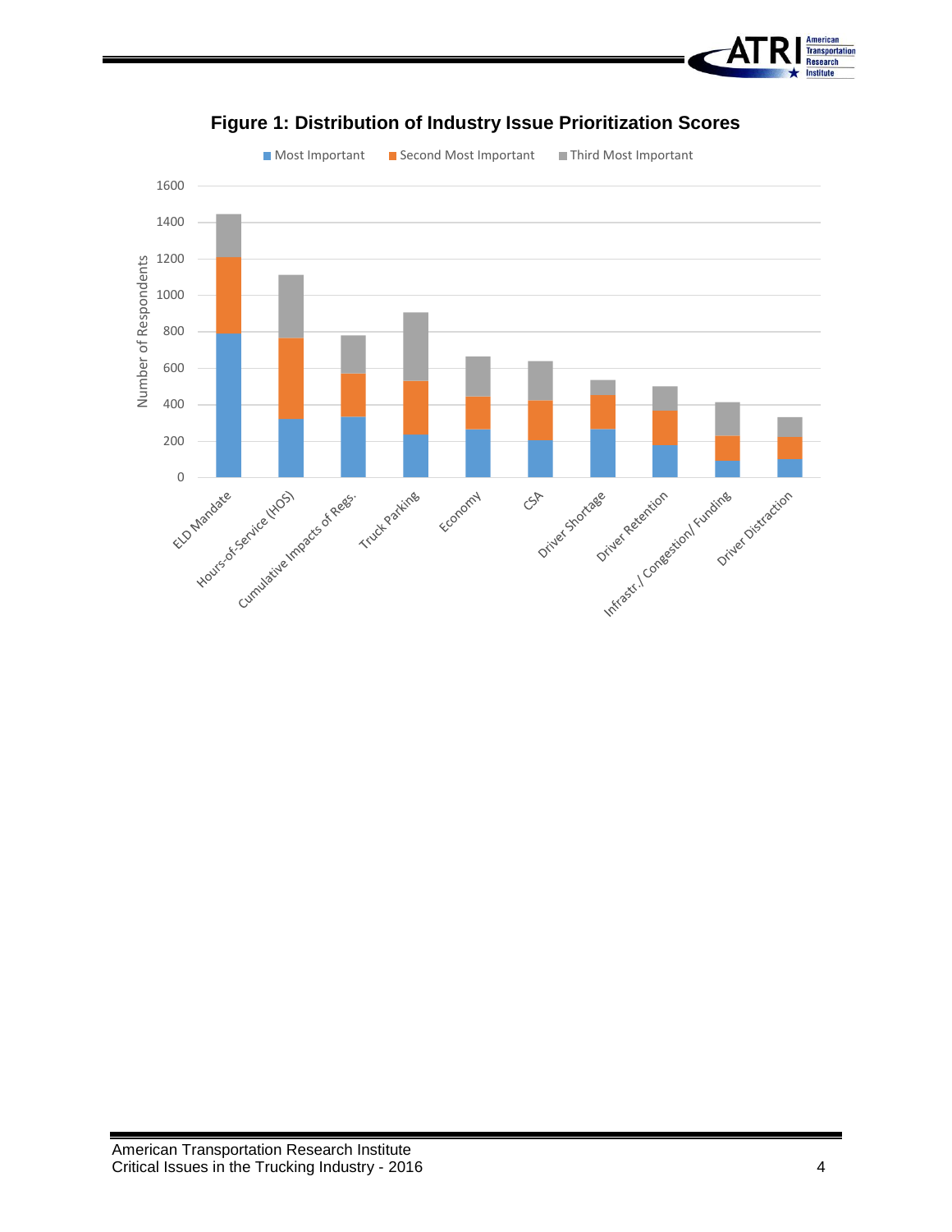**Figure 1: Distribution of Industry Issue Prioritization Scores**

Most Important | Second Most Important | Third Most Important

Number of Respondents

1600
1400
1200
1000
800
600
400
200
0

ELD Mandate, Hours-of-Service (HOS), Cumulative Impacts of Regs., Truck Parking, Economy, CSA, Driver Shortage, Driver Retention, Infrastr./ Congestion/ Funding, Driver Distraction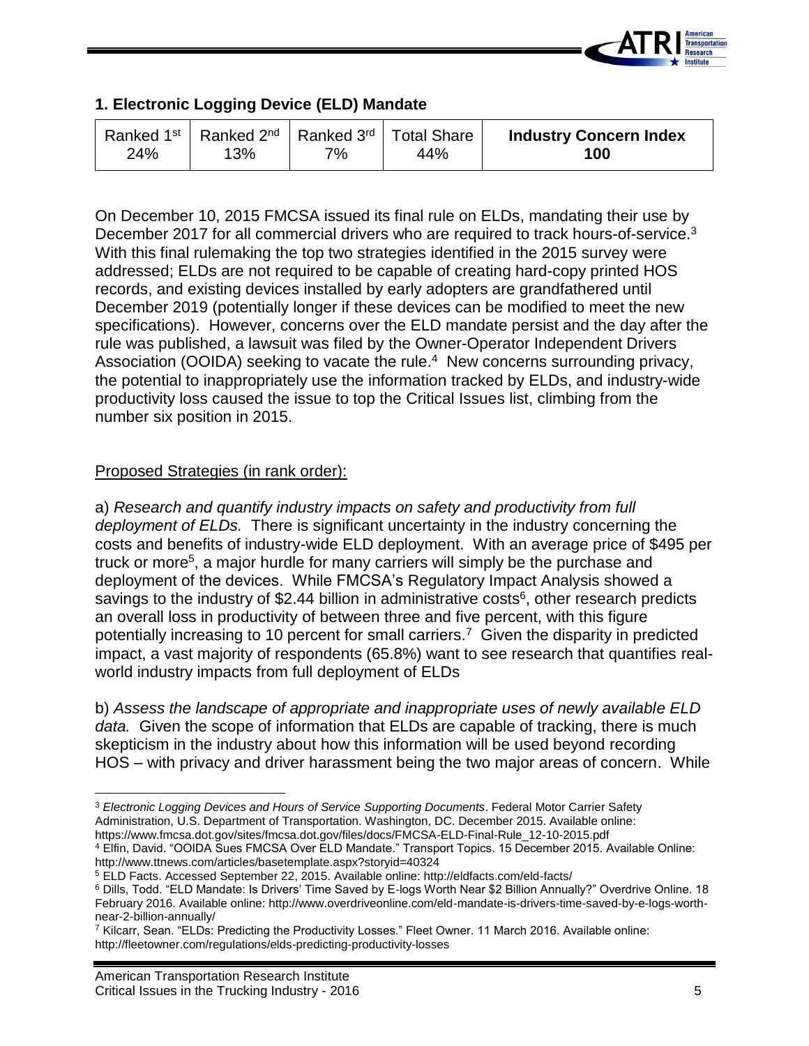## 1. Electronic Logging Device (ELD) Mandate

| Ranked 1st | Ranked 2nd | Ranked 3rd | Total Share | **Industry Concern Index** |
|---|---|---|---|---|
| 24% | 13% | 7% | 44% | **100** |

On December 10, 2015 FMCSA issued its final rule on ELDs, mandating their use by December 2017 for all commercial drivers who are required to track hours-of-service.[3] With this final rulemaking the top two strategies identified in the 2015 survey were addressed; ELDs are not required to be capable of creating hard-copy printed HOS records, and existing devices installed by early adopters are grandfathered until December 2019 (potentially longer if these devices can be modified to meet the new specifications). However, concerns over the ELD mandate persist and the day after the rule was published, a lawsuit was filed by the Owner-Operator Independent Drivers Association (OOIDA) seeking to vacate the rule.[4] New concerns surrounding privacy, the potential to inappropriately use the information tracked by ELDs, and industry-wide productivity loss caused the issue to top the Critical Issues list, climbing from the number six position in 2015.

Proposed Strategies (in rank order):

a) *Research and quantify industry impacts on safety and productivity from full deployment of ELDs.* There is significant uncertainty in the industry concerning the costs and benefits of industry-wide ELD deployment. With an average price of $495 per truck or more[5], a major hurdle for many carriers will simply be the purchase and deployment of the devices. While FMCSA's Regulatory Impact Analysis showed a savings to the industry of $2.44 billion in administrative costs[6], other research predicts an overall loss in productivity of between three and five percent, with this figure potentially increasing to 10 percent for small carriers.[7] Given the disparity in predicted impact, a vast majority of respondents (65.8%) want to see research that quantifies real-world industry impacts from full deployment of ELDs

b) *Assess the landscape of appropriate and inappropriate uses of newly available ELD data.* Given the scope of information that ELDs are capable of tracking, there is much skepticism in the industry about how this information will be used beyond recording HOS – with privacy and driver harassment being the two major areas of concern. While

---

[3] *Electronic Logging Devices and Hours of Service Supporting Documents*. Federal Motor Carrier Safety Administration, U.S. Department of Transportation. Washington, DC. December 2015. Available online: https://www.fmcsa.dot.gov/sites/fmcsa.dot.gov/files/docs/FMCSA-ELD-Final-Rule_12-10-2015.pdf

[4] Elfin, David. "OOIDA Sues FMCSA Over ELD Mandate." Transport Topics. 15 December 2015. Available Online: http://www.ttnews.com/articles/basetemplate.aspx?storyid=40324

[5] ELD Facts. Accessed September 22, 2015. Available online: http://eldfacts.com/eld-facts/

[6] Dills, Todd. "ELD Mandate: Is Drivers' Time Saved by E-logs Worth Near $2 Billion Annually?" Overdrive Online. 18 February 2016. Available online: http://www.overdriveonline.com/eld-mandate-is-drivers-time-saved-by-e-logs-worth-near-2-billion-annually/

[7] Kilcarr, Sean. "ELDs: Predicting the Productivity Losses." Fleet Owner. 11 March 2016. Available online: http://fleetowner.com/regulations/elds-predicting-productivity-losses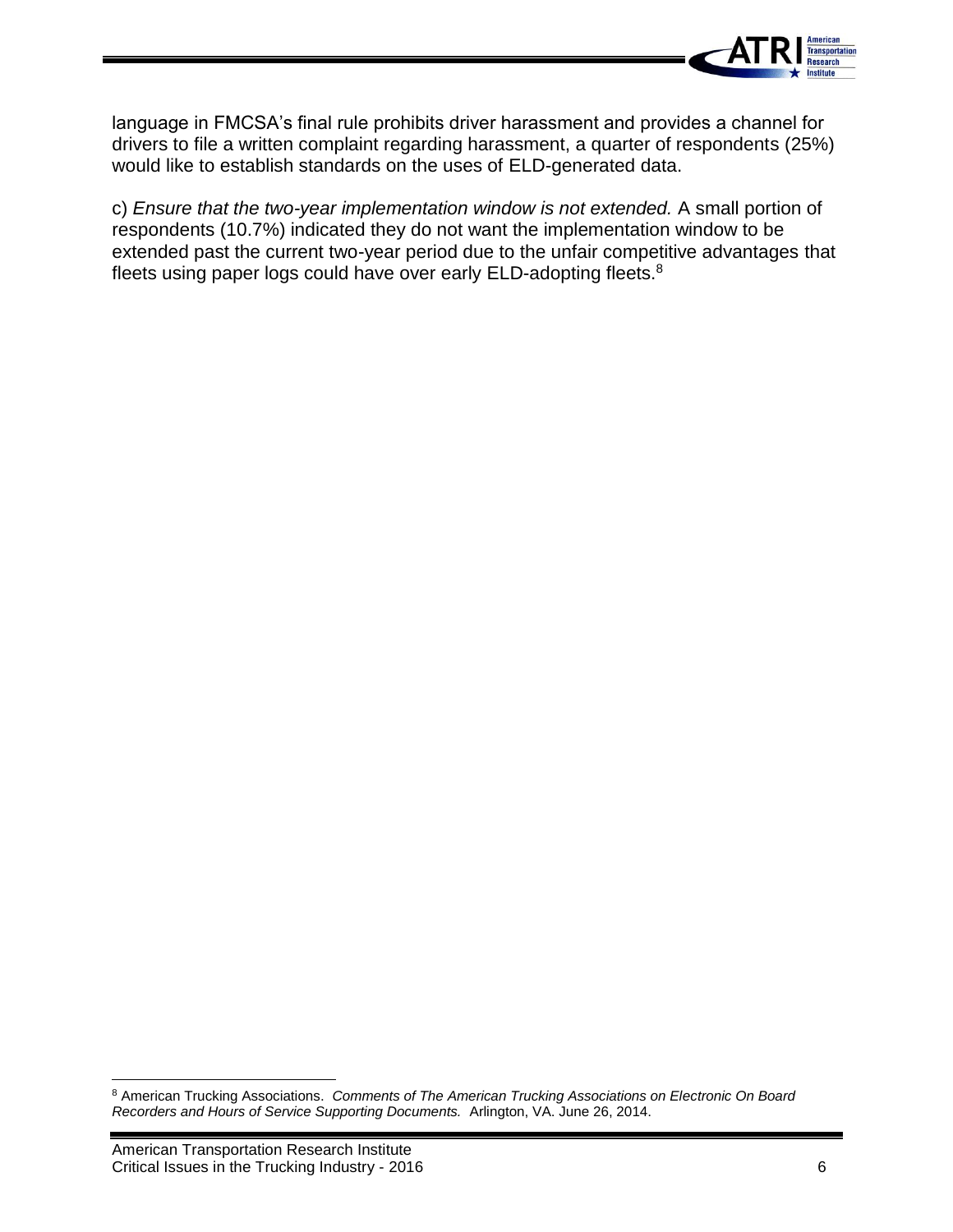language in FMCSA's final rule prohibits driver harassment and provides a channel for drivers to file a written complaint regarding harassment, a quarter of respondents (25%) would like to establish standards on the uses of ELD-generated data.

c) *Ensure that the two-year implementation window is not extended.* A small portion of respondents (10.7%) indicated they do not want the implementation window to be extended past the current two-year period due to the unfair competitive advantages that fleets using paper logs could have over early ELD-adopting fleets.[8]

---

[8] American Trucking Associations. *Comments of The American Trucking Associations on Electronic On Board Recorders and Hours of Service Supporting Documents.* Arlington, VA. June 26, 2014.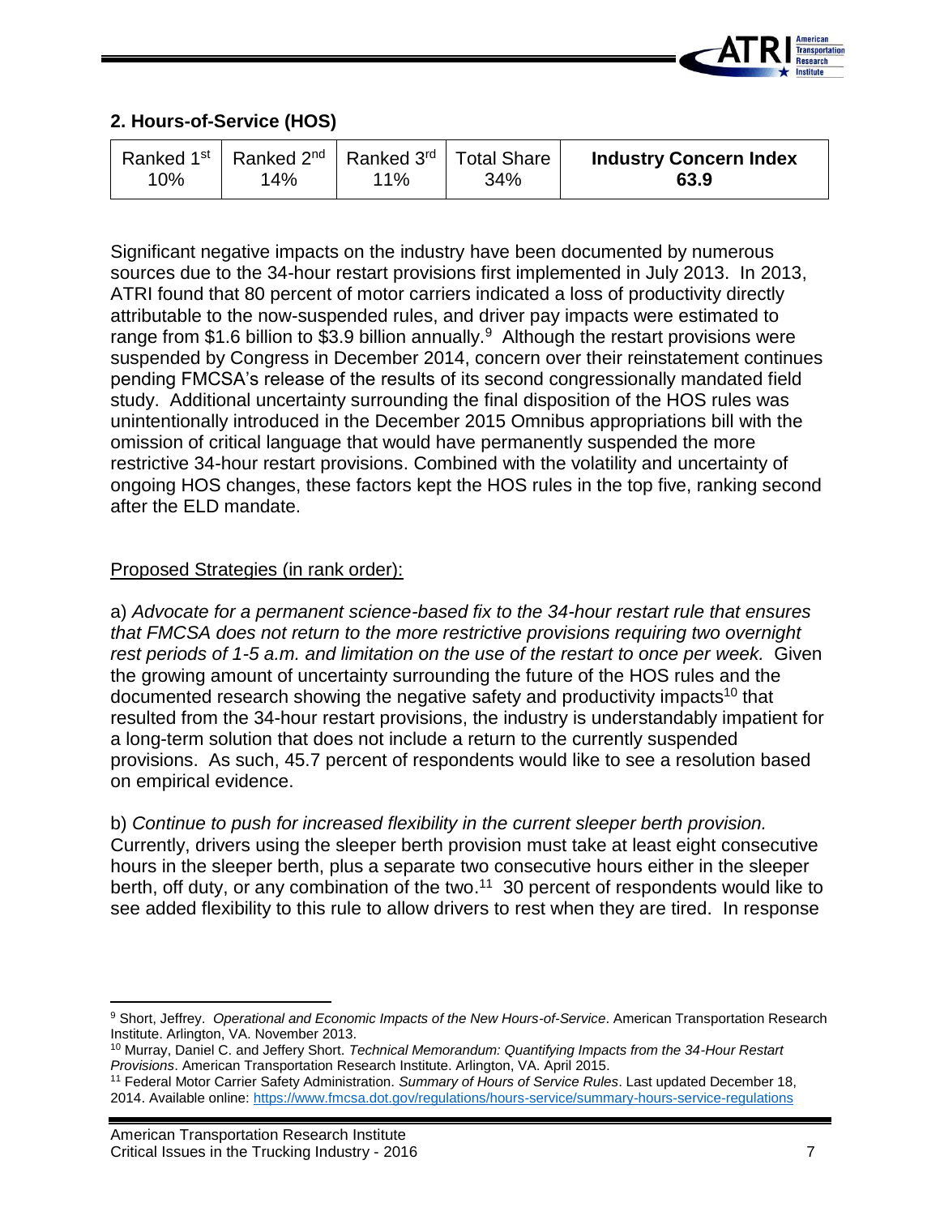## 2. Hours-of-Service (HOS)

| Ranked 1st 10% | Ranked 2nd 14% | Ranked 3rd 11% | Total Share 34% | **Industry Concern Index 63.9** |
|---|---|---|---|---|

Significant negative impacts on the industry have been documented by numerous sources due to the 34-hour restart provisions first implemented in July 2013. In 2013, ATRI found that 80 percent of motor carriers indicated a loss of productivity directly attributable to the now-suspended rules, and driver pay impacts were estimated to range from $1.6 billion to $3.9 billion annually.[9] Although the restart provisions were suspended by Congress in December 2014, concern over their reinstatement continues pending FMCSA's release of the results of its second congressionally mandated field study. Additional uncertainty surrounding the final disposition of the HOS rules was unintentionally introduced in the December 2015 Omnibus appropriations bill with the omission of critical language that would have permanently suspended the more restrictive 34-hour restart provisions. Combined with the volatility and uncertainty of ongoing HOS changes, these factors kept the HOS rules in the top five, ranking second after the ELD mandate.

<u>Proposed Strategies (in rank order):</u>

a) *Advocate for a permanent science-based fix to the 34-hour restart rule that ensures that FMCSA does not return to the more restrictive provisions requiring two overnight rest periods of 1-5 a.m. and limitation on the use of the restart to once per week.* Given the growing amount of uncertainty surrounding the future of the HOS rules and the documented research showing the negative safety and productivity impacts[10] that resulted from the 34-hour restart provisions, the industry is understandably impatient for a long-term solution that does not include a return to the currently suspended provisions. As such, 45.7 percent of respondents would like to see a resolution based on empirical evidence.

b) *Continue to push for increased flexibility in the current sleeper berth provision.* Currently, drivers using the sleeper berth provision must take at least eight consecutive hours in the sleeper berth, plus a separate two consecutive hours either in the sleeper berth, off duty, or any combination of the two.[11] 30 percent of respondents would like to see added flexibility to this rule to allow drivers to rest when they are tired. In response

---

[9] Short, Jeffrey. *Operational and Economic Impacts of the New Hours-of-Service*. American Transportation Research Institute. Arlington, VA. November 2013.

[10] Murray, Daniel C. and Jeffery Short. *Technical Memorandum: Quantifying Impacts from the 34-Hour Restart Provisions*. American Transportation Research Institute. Arlington, VA. April 2015.

[11] Federal Motor Carrier Safety Administration. *Summary of Hours of Service Rules*. Last updated December 18, 2014. Available online: https://www.fmcsa.dot.gov/regulations/hours-service/summary-hours-service-regulations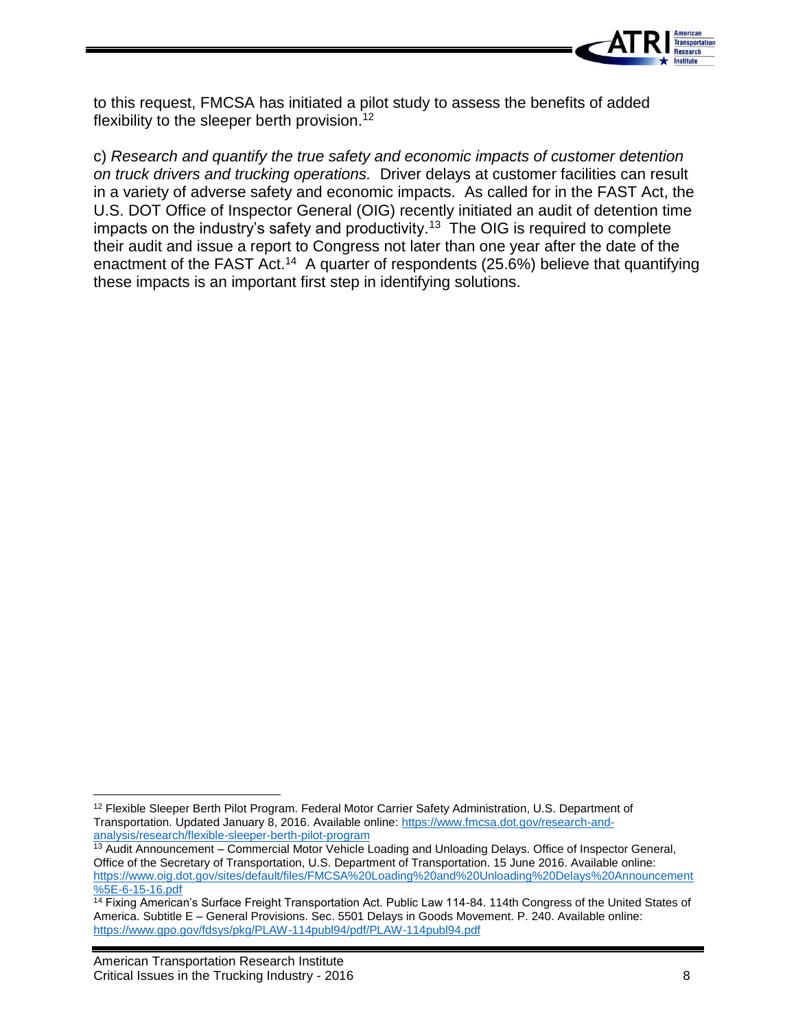to this request, FMCSA has initiated a pilot study to assess the benefits of added flexibility to the sleeper berth provision.[12]

c) *Research and quantify the true safety and economic impacts of customer detention on truck drivers and trucking operations.* Driver delays at customer facilities can result in a variety of adverse safety and economic impacts. As called for in the FAST Act, the U.S. DOT Office of Inspector General (OIG) recently initiated an audit of detention time impacts on the industry's safety and productivity.[13] The OIG is required to complete their audit and issue a report to Congress not later than one year after the date of the enactment of the FAST Act.[14] A quarter of respondents (25.6%) believe that quantifying these impacts is an important first step in identifying solutions.

---

[12] Flexible Sleeper Berth Pilot Program. Federal Motor Carrier Safety Administration, U.S. Department of Transportation. Updated January 8, 2016. Available online: https://www.fmcsa.dot.gov/research-and-analysis/research/flexible-sleeper-berth-pilot-program

[13] Audit Announcement – Commercial Motor Vehicle Loading and Unloading Delays. Office of Inspector General, Office of the Secretary of Transportation, U.S. Department of Transportation. 15 June 2016. Available online: https://www.oig.dot.gov/sites/default/files/FMCSA%20Loading%20and%20Unloading%20Delays%20Announcement%5E-6-15-16.pdf

[14] Fixing American's Surface Freight Transportation Act. Public Law 114-84. 114th Congress of the United States of America. Subtitle E – General Provisions. Sec. 5501 Delays in Goods Movement. P. 240. Available online: https://www.gpo.gov/fdsys/pkg/PLAW-114publ94/pdf/PLAW-114publ94.pdf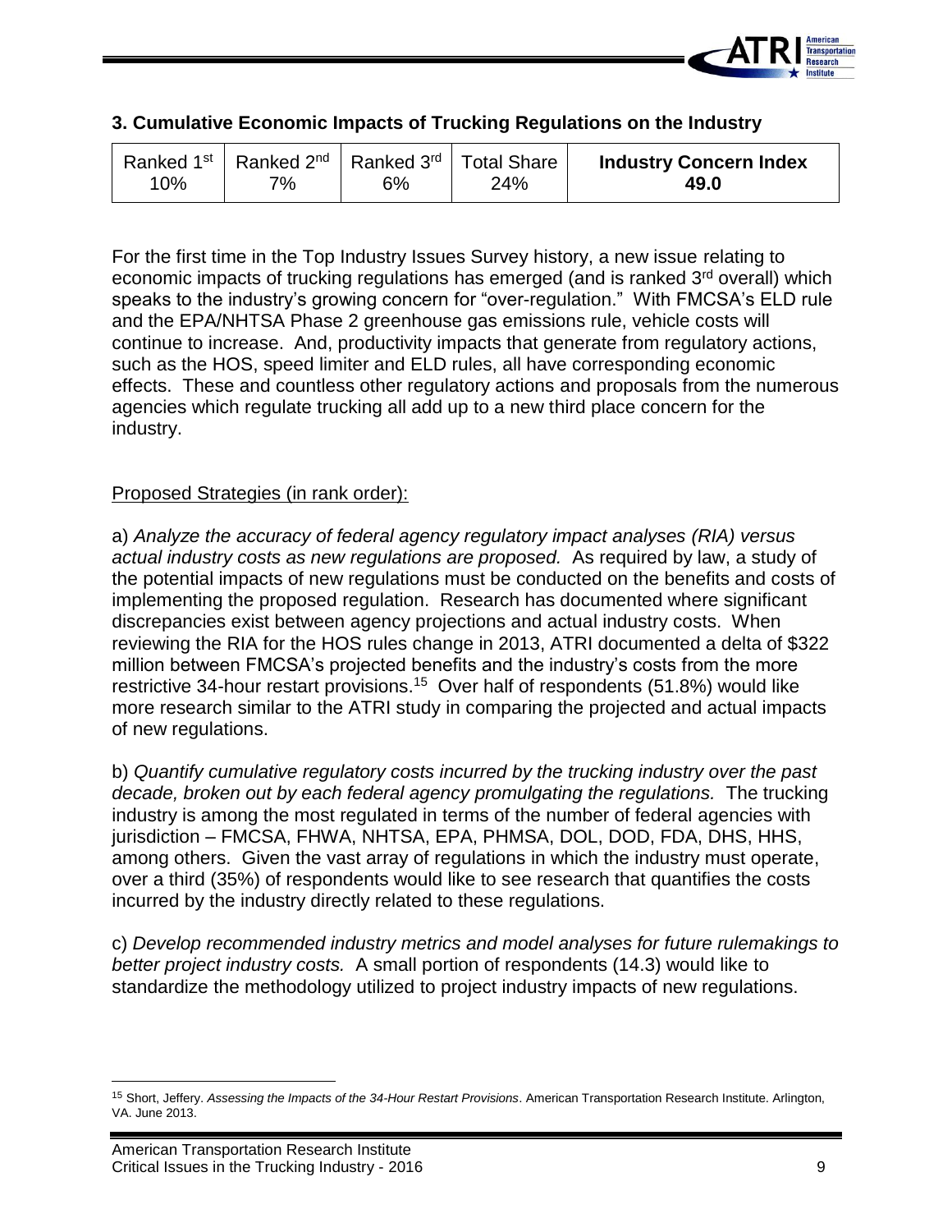### 3. Cumulative Economic Impacts of Trucking Regulations on the Industry

| Ranked 1st | Ranked 2nd | Ranked 3rd | Total Share | **Industry Concern Index** |
|---|---|---|---|---|
| 10% | 7% | 6% | 24% | **49.0** |

For the first time in the Top Industry Issues Survey history, a new issue relating to economic impacts of trucking regulations has emerged (and is ranked 3rd overall) which speaks to the industry's growing concern for "over-regulation." With FMCSA's ELD rule and the EPA/NHTSA Phase 2 greenhouse gas emissions rule, vehicle costs will continue to increase. And, productivity impacts that generate from regulatory actions, such as the HOS, speed limiter and ELD rules, all have corresponding economic effects. These and countless other regulatory actions and proposals from the numerous agencies which regulate trucking all add up to a new third place concern for the industry.

Proposed Strategies (in rank order):

a) *Analyze the accuracy of federal agency regulatory impact analyses (RIA) versus actual industry costs as new regulations are proposed.* As required by law, a study of the potential impacts of new regulations must be conducted on the benefits and costs of implementing the proposed regulation. Research has documented where significant discrepancies exist between agency projections and actual industry costs. When reviewing the RIA for the HOS rules change in 2013, ATRI documented a delta of $322 million between FMCSA's projected benefits and the industry's costs from the more restrictive 34-hour restart provisions.[15] Over half of respondents (51.8%) would like more research similar to the ATRI study in comparing the projected and actual impacts of new regulations.

b) *Quantify cumulative regulatory costs incurred by the trucking industry over the past decade, broken out by each federal agency promulgating the regulations.* The trucking industry is among the most regulated in terms of the number of federal agencies with jurisdiction – FMCSA, FHWA, NHTSA, EPA, PHMSA, DOL, DOD, FDA, DHS, HHS, among others. Given the vast array of regulations in which the industry must operate, over a third (35%) of respondents would like to see research that quantifies the costs incurred by the industry directly related to these regulations.

c) *Develop recommended industry metrics and model analyses for future rulemakings to better project industry costs.* A small portion of respondents (14.3) would like to standardize the methodology utilized to project industry impacts of new regulations.

[15] Short, Jeffery. *Assessing the Impacts of the 34-Hour Restart Provisions*. American Transportation Research Institute. Arlington, VA. June 2013.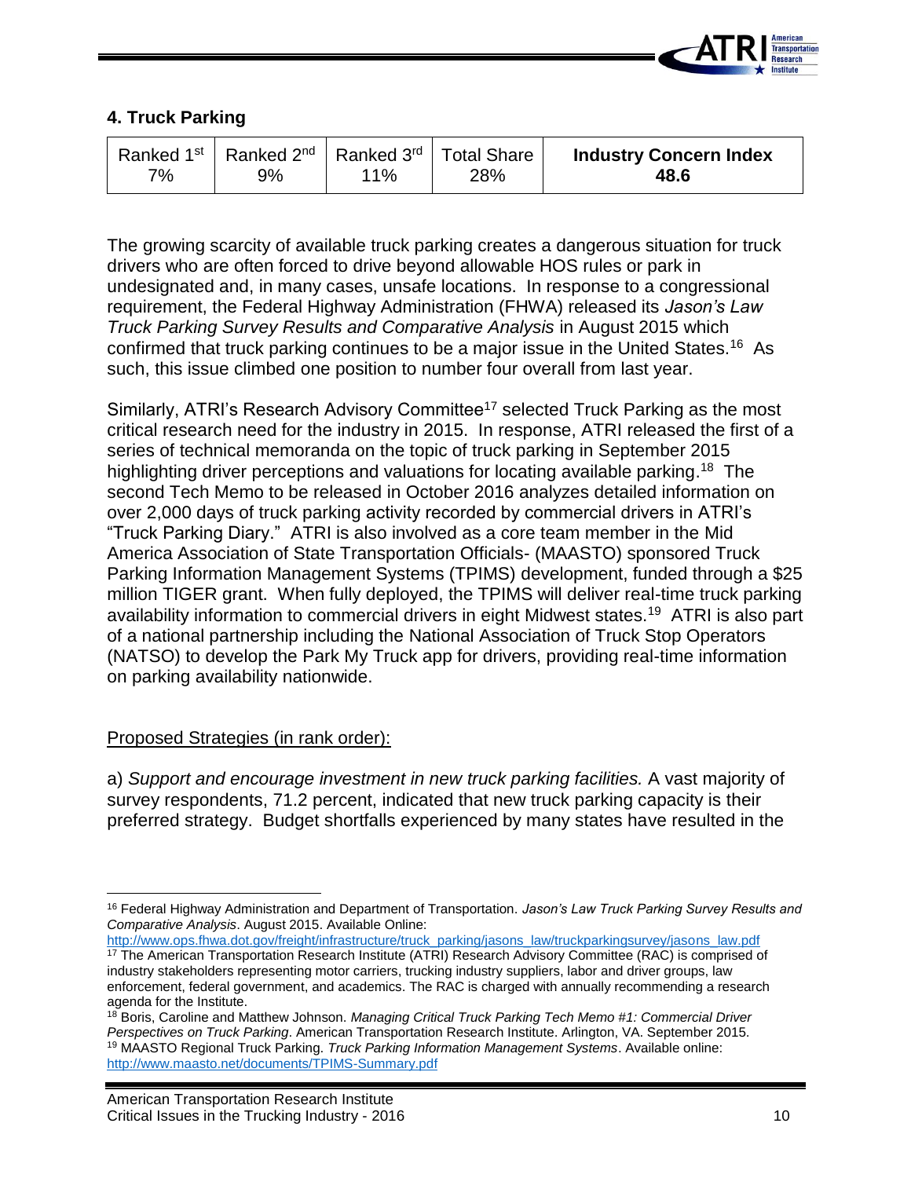## 4. Truck Parking

| Ranked 1st | Ranked 2nd | Ranked 3rd | Total Share | **Industry Concern Index** |
|---|---|---|---|---|
| 7% | 9% | 11% | 28% | **48.6** |

The growing scarcity of available truck parking creates a dangerous situation for truck drivers who are often forced to drive beyond allowable HOS rules or park in undesignated and, in many cases, unsafe locations. In response to a congressional requirement, the Federal Highway Administration (FHWA) released its *Jason's Law Truck Parking Survey Results and Comparative Analysis* in August 2015 which confirmed that truck parking continues to be a major issue in the United States.[16] As such, this issue climbed one position to number four overall from last year.

Similarly, ATRI's Research Advisory Committee[17] selected Truck Parking as the most critical research need for the industry in 2015. In response, ATRI released the first of a series of technical memoranda on the topic of truck parking in September 2015 highlighting driver perceptions and valuations for locating available parking.[18] The second Tech Memo to be released in October 2016 analyzes detailed information on over 2,000 days of truck parking activity recorded by commercial drivers in ATRI's "Truck Parking Diary." ATRI is also involved as a core team member in the Mid America Association of State Transportation Officials- (MAASTO) sponsored Truck Parking Information Management Systems (TPIMS) development, funded through a $25 million TIGER grant. When fully deployed, the TPIMS will deliver real-time truck parking availability information to commercial drivers in eight Midwest states.[19] ATRI is also part of a national partnership including the National Association of Truck Stop Operators (NATSO) to develop the Park My Truck app for drivers, providing real-time information on parking availability nationwide.

Proposed Strategies (in rank order):

a) *Support and encourage investment in new truck parking facilities.* A vast majority of survey respondents, 71.2 percent, indicated that new truck parking capacity is their preferred strategy. Budget shortfalls experienced by many states have resulted in the

---

[16] Federal Highway Administration and Department of Transportation. *Jason's Law Truck Parking Survey Results and Comparative Analysis*. August 2015. Available Online: http://www.ops.fhwa.dot.gov/freight/infrastructure/truck_parking/jasons_law/truckparkingsurvey/jasons_law.pdf

[17] The American Transportation Research Institute (ATRI) Research Advisory Committee (RAC) is comprised of industry stakeholders representing motor carriers, trucking industry suppliers, labor and driver groups, law enforcement, federal government, and academics. The RAC is charged with annually recommending a research agenda for the Institute.

[18] Boris, Caroline and Matthew Johnson. *Managing Critical Truck Parking Tech Memo #1: Commercial Driver Perspectives on Truck Parking*. American Transportation Research Institute. Arlington, VA. September 2015.

[19] MAASTO Regional Truck Parking. *Truck Parking Information Management Systems*. Available online: http://www.maasto.net/documents/TPIMS-Summary.pdf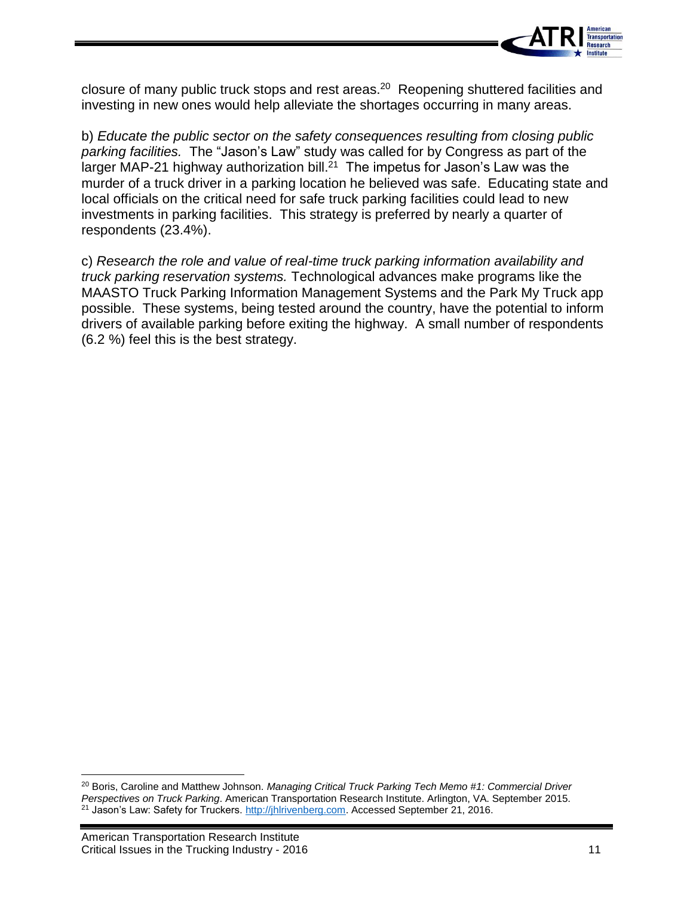closure of many public truck stops and rest areas.[20] Reopening shuttered facilities and investing in new ones would help alleviate the shortages occurring in many areas.

b) *Educate the public sector on the safety consequences resulting from closing public parking facilities.* The "Jason's Law" study was called for by Congress as part of the larger MAP-21 highway authorization bill.[21] The impetus for Jason's Law was the murder of a truck driver in a parking location he believed was safe. Educating state and local officials on the critical need for safe truck parking facilities could lead to new investments in parking facilities. This strategy is preferred by nearly a quarter of respondents (23.4%).

c) *Research the role and value of real-time truck parking information availability and truck parking reservation systems.* Technological advances make programs like the MAASTO Truck Parking Information Management Systems and the Park My Truck app possible. These systems, being tested around the country, have the potential to inform drivers of available parking before exiting the highway. A small number of respondents (6.2 %) feel this is the best strategy.

---

[20] Boris, Caroline and Matthew Johnson. *Managing Critical Truck Parking Tech Memo #1: Commercial Driver Perspectives on Truck Parking*. American Transportation Research Institute. Arlington, VA. September 2015.

[21] Jason's Law: Safety for Truckers. http://jhlrivenberg.com. Accessed September 21, 2016.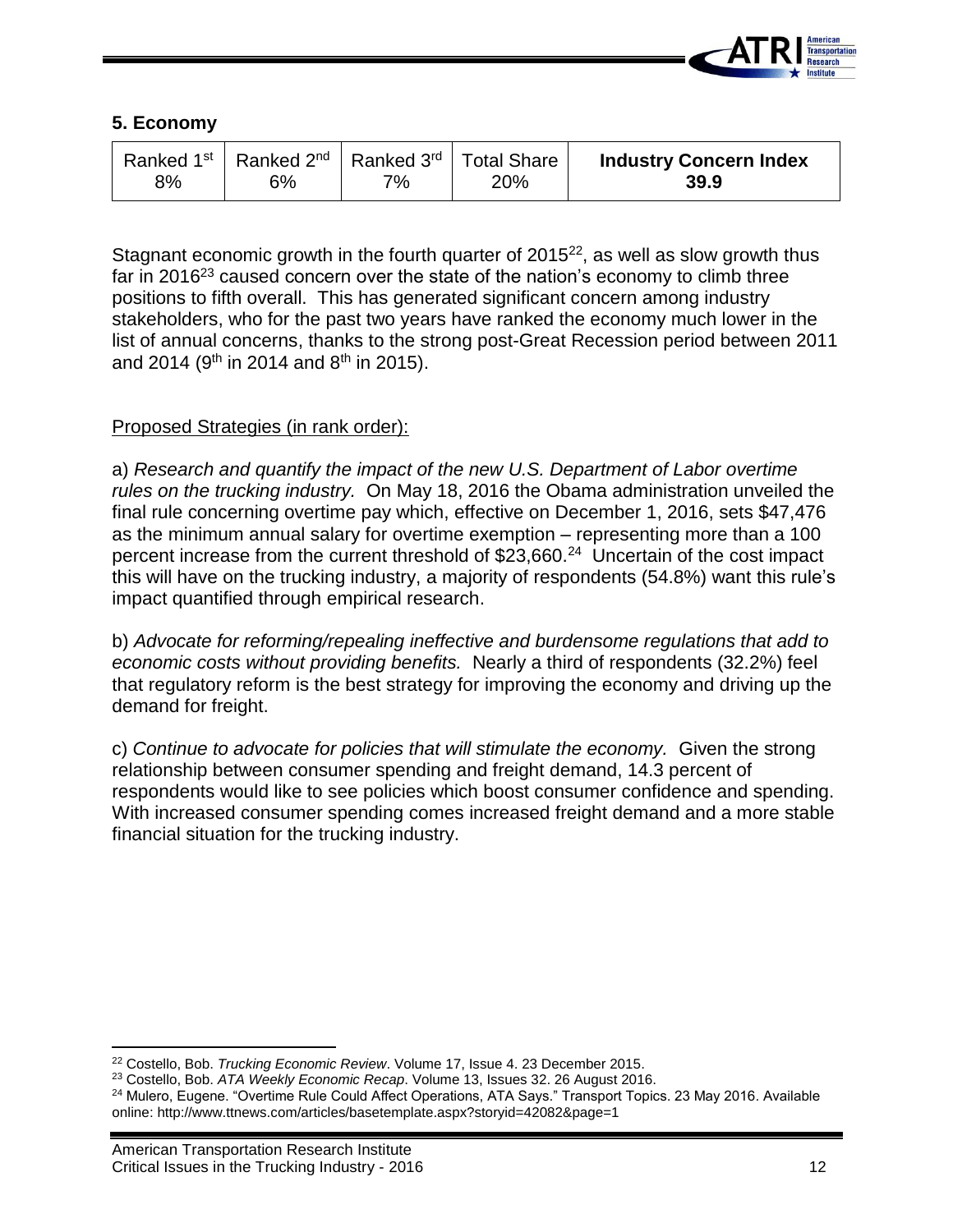## 5. Economy

| Ranked 1st | Ranked 2nd | Ranked 3rd | Total Share | **Industry Concern Index** |
|---|---|---|---|---|
| 8% | 6% | 7% | 20% | **39.9** |

Stagnant economic growth in the fourth quarter of 2015[22], as well as slow growth thus far in 2016[23] caused concern over the state of the nation's economy to climb three positions to fifth overall. This has generated significant concern among industry stakeholders, who for the past two years have ranked the economy much lower in the list of annual concerns, thanks to the strong post-Great Recession period between 2011 and 2014 (9th in 2014 and 8th in 2015).

Proposed Strategies (in rank order):

a) *Research and quantify the impact of the new U.S. Department of Labor overtime rules on the trucking industry.* On May 18, 2016 the Obama administration unveiled the final rule concerning overtime pay which, effective on December 1, 2016, sets $47,476 as the minimum annual salary for overtime exemption – representing more than a 100 percent increase from the current threshold of $23,660.[24] Uncertain of the cost impact this will have on the trucking industry, a majority of respondents (54.8%) want this rule's impact quantified through empirical research.

b) *Advocate for reforming/repealing ineffective and burdensome regulations that add to economic costs without providing benefits.* Nearly a third of respondents (32.2%) feel that regulatory reform is the best strategy for improving the economy and driving up the demand for freight.

c) *Continue to advocate for policies that will stimulate the economy.* Given the strong relationship between consumer spending and freight demand, 14.3 percent of respondents would like to see policies which boost consumer confidence and spending. With increased consumer spending comes increased freight demand and a more stable financial situation for the trucking industry.

---

[22] Costello, Bob. *Trucking Economic Review*. Volume 17, Issue 4. 23 December 2015.

[23] Costello, Bob. *ATA Weekly Economic Recap*. Volume 13, Issues 32. 26 August 2016.

[24] Mulero, Eugene. "Overtime Rule Could Affect Operations, ATA Says." Transport Topics. 23 May 2016. Available online: http://www.ttnews.com/articles/basetemplate.aspx?storyid=42082&page=1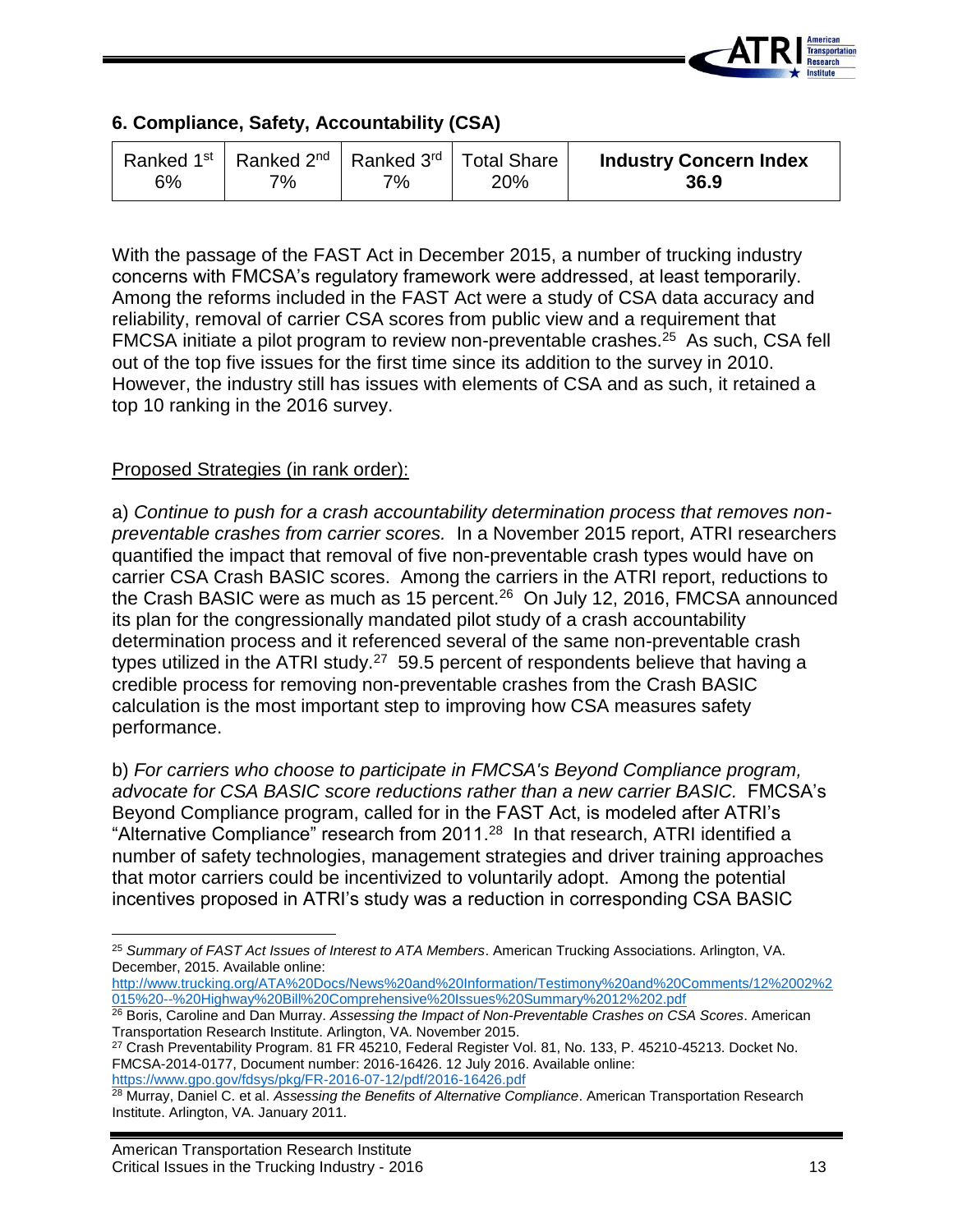## 6. Compliance, Safety, Accountability (CSA)

| Ranked 1st 6% | Ranked 2nd 7% | Ranked 3rd 7% | Total Share 20% | **Industry Concern Index 36.9** |
|---|---|---|---|---|

With the passage of the FAST Act in December 2015, a number of trucking industry concerns with FMCSA's regulatory framework were addressed, at least temporarily. Among the reforms included in the FAST Act were a study of CSA data accuracy and reliability, removal of carrier CSA scores from public view and a requirement that FMCSA initiate a pilot program to review non-preventable crashes.[25] As such, CSA fell out of the top five issues for the first time since its addition to the survey in 2010. However, the industry still has issues with elements of CSA and as such, it retained a top 10 ranking in the 2016 survey.

Proposed Strategies (in rank order):

a) *Continue to push for a crash accountability determination process that removes non-preventable crashes from carrier scores.* In a November 2015 report, ATRI researchers quantified the impact that removal of five non-preventable crash types would have on carrier CSA Crash BASIC scores. Among the carriers in the ATRI report, reductions to the Crash BASIC were as much as 15 percent.[26] On July 12, 2016, FMCSA announced its plan for the congressionally mandated pilot study of a crash accountability determination process and it referenced several of the same non-preventable crash types utilized in the ATRI study.[27] 59.5 percent of respondents believe that having a credible process for removing non-preventable crashes from the Crash BASIC calculation is the most important step to improving how CSA measures safety performance.

b) *For carriers who choose to participate in FMCSA's Beyond Compliance program, advocate for CSA BASIC score reductions rather than a new carrier BASIC.* FMCSA's Beyond Compliance program, called for in the FAST Act, is modeled after ATRI's "Alternative Compliance" research from 2011.[28] In that research, ATRI identified a number of safety technologies, management strategies and driver training approaches that motor carriers could be incentivized to voluntarily adopt. Among the potential incentives proposed in ATRI's study was a reduction in corresponding CSA BASIC

---

[25] *Summary of FAST Act Issues of Interest to ATA Members*. American Trucking Associations. Arlington, VA. December, 2015. Available online: http://www.trucking.org/ATA%20Docs/News%20and%20Information/Testimony%20and%20Comments/12%2002%2015%20--%20Highway%20Bill%20Comprehensive%20Issues%20Summary%2012%202.pdf

[26] Boris, Caroline and Dan Murray. *Assessing the Impact of Non-Preventable Crashes on CSA Scores*. American Transportation Research Institute. Arlington, VA. November 2015.

[27] Crash Preventability Program. 81 FR 45210, Federal Register Vol. 81, No. 133, P. 45210-45213. Docket No. FMCSA-2014-0177, Document number: 2016-16426. 12 July 2016. Available online: https://www.gpo.gov/fdsys/pkg/FR-2016-07-12/pdf/2016-16426.pdf

[28] Murray, Daniel C. et al. *Assessing the Benefits of Alternative Compliance*. American Transportation Research Institute. Arlington, VA. January 2011.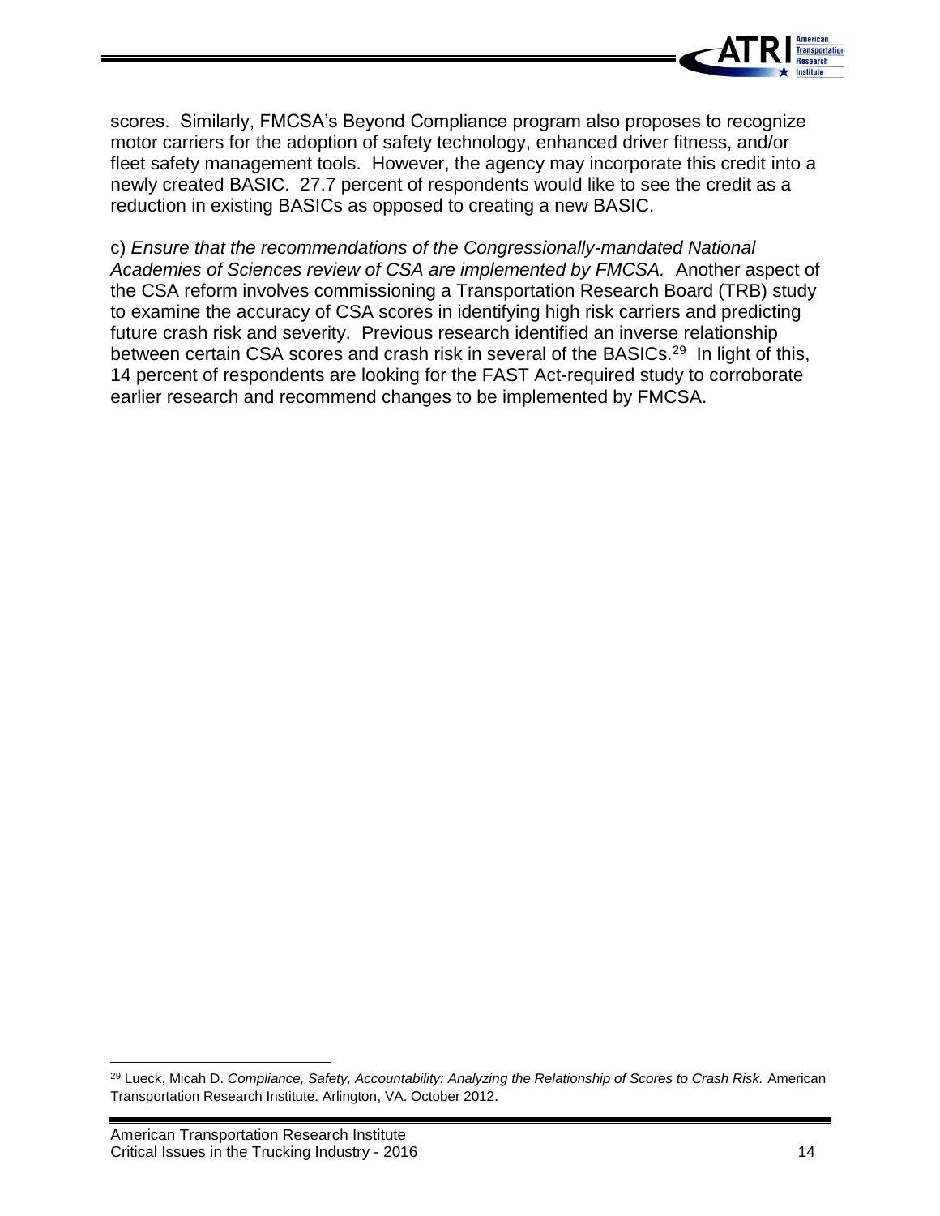scores. Similarly, FMCSA's Beyond Compliance program also proposes to recognize motor carriers for the adoption of safety technology, enhanced driver fitness, and/or fleet safety management tools. However, the agency may incorporate this credit into a newly created BASIC. 27.7 percent of respondents would like to see the credit as a reduction in existing BASICs as opposed to creating a new BASIC.

c) *Ensure that the recommendations of the Congressionally-mandated National Academies of Sciences review of CSA are implemented by FMCSA.* Another aspect of the CSA reform involves commissioning a Transportation Research Board (TRB) study to examine the accuracy of CSA scores in identifying high risk carriers and predicting future crash risk and severity. Previous research identified an inverse relationship between certain CSA scores and crash risk in several of the BASICs.[29] In light of this, 14 percent of respondents are looking for the FAST Act-required study to corroborate earlier research and recommend changes to be implemented by FMCSA.

[29] Lueck, Micah D. *Compliance, Safety, Accountability: Analyzing the Relationship of Scores to Crash Risk.* American Transportation Research Institute. Arlington, VA. October 2012.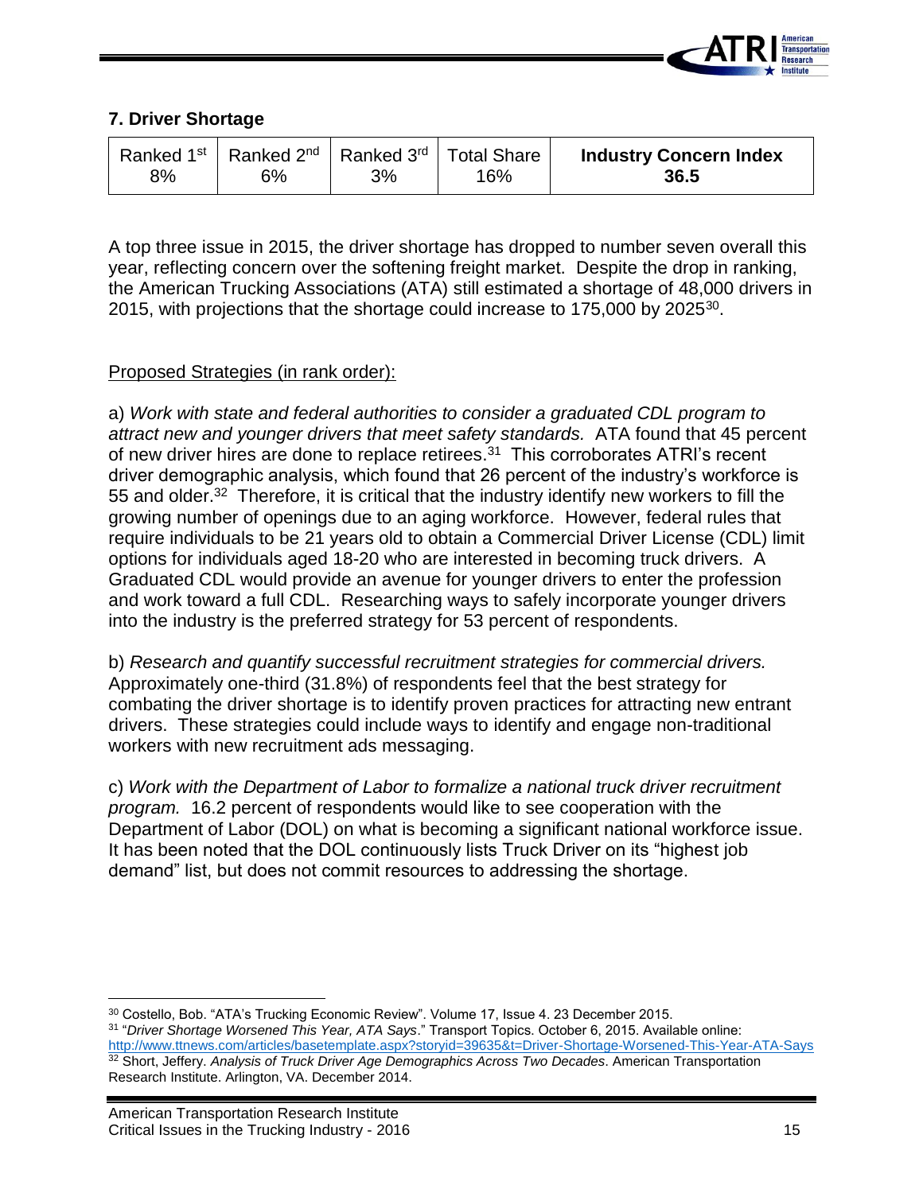### 7. Driver Shortage

| Ranked 1st | Ranked 2nd | Ranked 3rd | Total Share | **Industry Concern Index** |
|---|---|---|---|---|
| 8% | 6% | 3% | 16% | **36.5** |

A top three issue in 2015, the driver shortage has dropped to number seven overall this year, reflecting concern over the softening freight market. Despite the drop in ranking, the American Trucking Associations (ATA) still estimated a shortage of 48,000 drivers in 2015, with projections that the shortage could increase to 175,000 by 2025[30].

Proposed Strategies (in rank order):

a) *Work with state and federal authorities to consider a graduated CDL program to attract new and younger drivers that meet safety standards.* ATA found that 45 percent of new driver hires are done to replace retirees.[31] This corroborates ATRI's recent driver demographic analysis, which found that 26 percent of the industry's workforce is 55 and older.[32] Therefore, it is critical that the industry identify new workers to fill the growing number of openings due to an aging workforce. However, federal rules that require individuals to be 21 years old to obtain a Commercial Driver License (CDL) limit options for individuals aged 18-20 who are interested in becoming truck drivers. A Graduated CDL would provide an avenue for younger drivers to enter the profession and work toward a full CDL. Researching ways to safely incorporate younger drivers into the industry is the preferred strategy for 53 percent of respondents.

b) *Research and quantify successful recruitment strategies for commercial drivers.* Approximately one-third (31.8%) of respondents feel that the best strategy for combating the driver shortage is to identify proven practices for attracting new entrant drivers. These strategies could include ways to identify and engage non-traditional workers with new recruitment ads messaging.

c) *Work with the Department of Labor to formalize a national truck driver recruitment program.* 16.2 percent of respondents would like to see cooperation with the Department of Labor (DOL) on what is becoming a significant national workforce issue. It has been noted that the DOL continuously lists Truck Driver on its "highest job demand" list, but does not commit resources to addressing the shortage.

---

[30] Costello, Bob. "ATA's Trucking Economic Review". Volume 17, Issue 4. 23 December 2015.

[31] "*Driver Shortage Worsened This Year, ATA Says*." Transport Topics. October 6, 2015. Available online: http://www.ttnews.com/articles/basetemplate.aspx?storyid=39635&t=Driver-Shortage-Worsened-This-Year-ATA-Says

[32] Short, Jeffery. *Analysis of Truck Driver Age Demographics Across Two Decades*. American Transportation Research Institute. Arlington, VA. December 2014.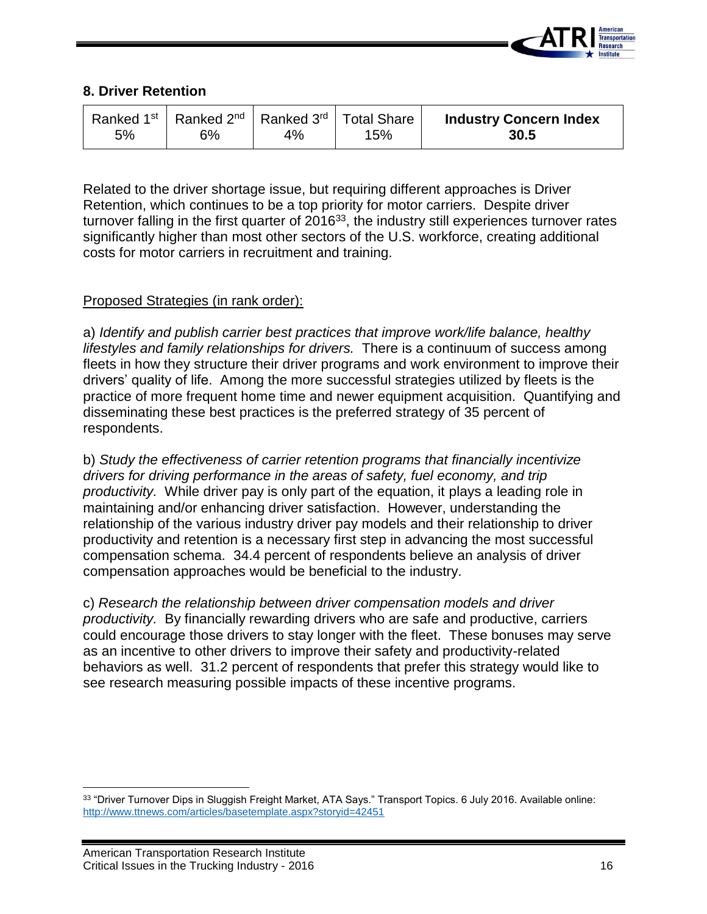## 8. Driver Retention

| Ranked 1st 5% | Ranked 2nd 6% | Ranked 3rd 4% | Total Share 15% | **Industry Concern Index 30.5** |
|---|---|---|---|---|

Related to the driver shortage issue, but requiring different approaches is Driver Retention, which continues to be a top priority for motor carriers. Despite driver turnover falling in the first quarter of 2016[33], the industry still experiences turnover rates significantly higher than most other sectors of the U.S. workforce, creating additional costs for motor carriers in recruitment and training.

Proposed Strategies (in rank order):

a) *Identify and publish carrier best practices that improve work/life balance, healthy lifestyles and family relationships for drivers.* There is a continuum of success among fleets in how they structure their driver programs and work environment to improve their drivers' quality of life. Among the more successful strategies utilized by fleets is the practice of more frequent home time and newer equipment acquisition. Quantifying and disseminating these best practices is the preferred strategy of 35 percent of respondents.

b) *Study the effectiveness of carrier retention programs that financially incentivize drivers for driving performance in the areas of safety, fuel economy, and trip productivity.* While driver pay is only part of the equation, it plays a leading role in maintaining and/or enhancing driver satisfaction. However, understanding the relationship of the various industry driver pay models and their relationship to driver productivity and retention is a necessary first step in advancing the most successful compensation schema. 34.4 percent of respondents believe an analysis of driver compensation approaches would be beneficial to the industry.

c) *Research the relationship between driver compensation models and driver productivity.* By financially rewarding drivers who are safe and productive, carriers could encourage those drivers to stay longer with the fleet. These bonuses may serve as an incentive to other drivers to improve their safety and productivity-related behaviors as well. 31.2 percent of respondents that prefer this strategy would like to see research measuring possible impacts of these incentive programs.

[33] "Driver Turnover Dips in Sluggish Freight Market, ATA Says." Transport Topics. 6 July 2016. Available online: http://www.ttnews.com/articles/basetemplate.aspx?storyid=42451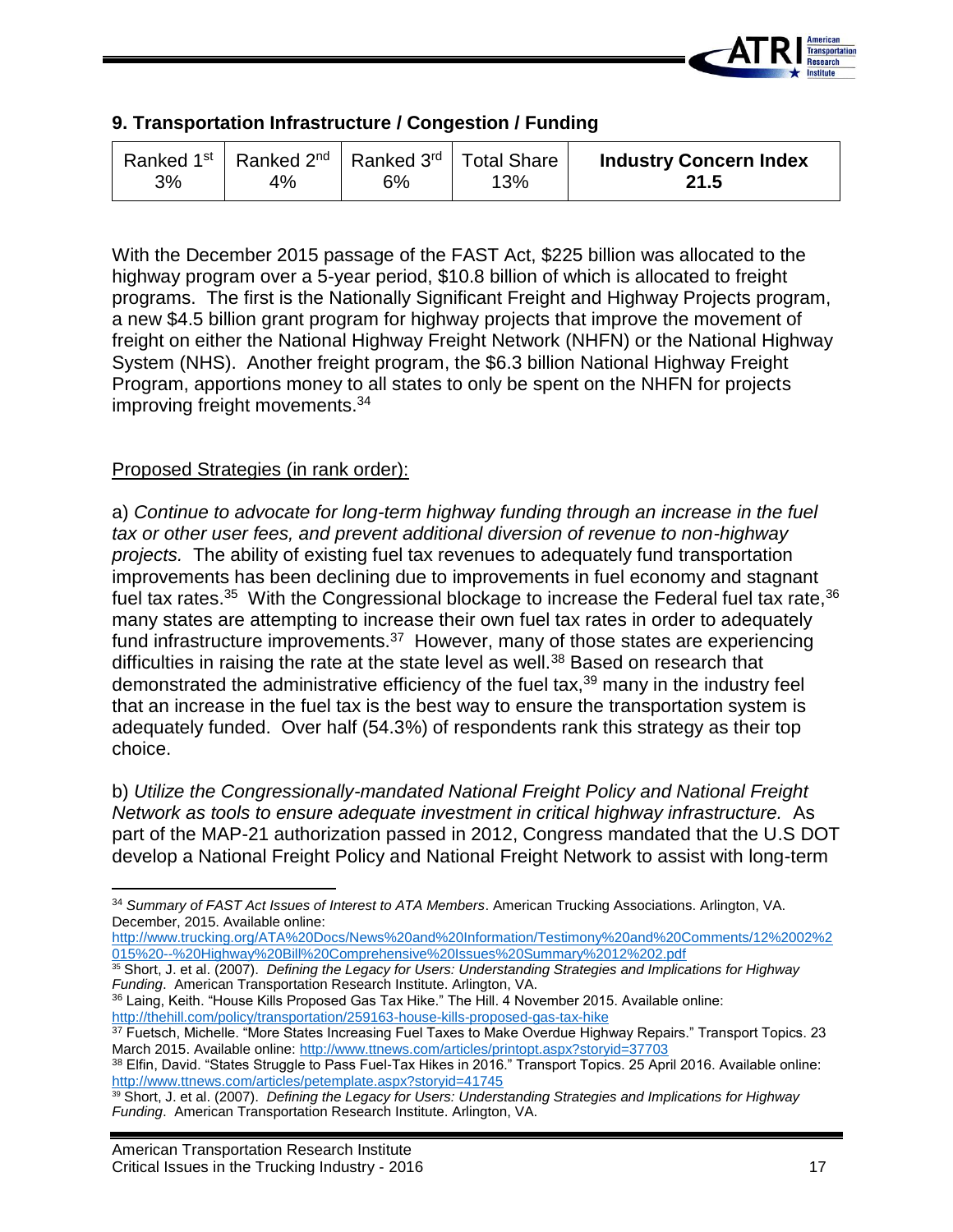## 9. Transportation Infrastructure / Congestion / Funding

| Ranked 1st | Ranked 2nd | Ranked 3rd | Total Share | **Industry Concern Index** |
|---|---|---|---|---|
| 3% | 4% | 6% | 13% | **21.5** |

With the December 2015 passage of the FAST Act, $225 billion was allocated to the highway program over a 5-year period, $10.8 billion of which is allocated to freight programs. The first is the Nationally Significant Freight and Highway Projects program, a new $4.5 billion grant program for highway projects that improve the movement of freight on either the National Highway Freight Network (NHFN) or the National Highway System (NHS). Another freight program, the $6.3 billion National Highway Freight Program, apportions money to all states to only be spent on the NHFN for projects improving freight movements.[34]

<u>Proposed Strategies (in rank order):</u>

a) *Continue to advocate for long-term highway funding through an increase in the fuel tax or other user fees, and prevent additional diversion of revenue to non-highway projects.* The ability of existing fuel tax revenues to adequately fund transportation improvements has been declining due to improvements in fuel economy and stagnant fuel tax rates.[35] With the Congressional blockage to increase the Federal fuel tax rate,[36] many states are attempting to increase their own fuel tax rates in order to adequately fund infrastructure improvements.[37] However, many of those states are experiencing difficulties in raising the rate at the state level as well.[38] Based on research that demonstrated the administrative efficiency of the fuel tax,[39] many in the industry feel that an increase in the fuel tax is the best way to ensure the transportation system is adequately funded. Over half (54.3%) of respondents rank this strategy as their top choice.

b) *Utilize the Congressionally-mandated National Freight Policy and National Freight Network as tools to ensure adequate investment in critical highway infrastructure.* As part of the MAP-21 authorization passed in 2012, Congress mandated that the U.S DOT develop a National Freight Policy and National Freight Network to assist with long-term

---

[34] *Summary of FAST Act Issues of Interest to ATA Members*. American Trucking Associations. Arlington, VA. December, 2015. Available online: http://www.trucking.org/ATA%20Docs/News%20and%20Information/Testimony%20and%20Comments/12%2002%2015%20--%20Highway%20Bill%20Comprehensive%20Issues%20Summary%2012%202.pdf

[35] Short, J. et al. (2007). *Defining the Legacy for Users: Understanding Strategies and Implications for Highway Funding*. American Transportation Research Institute. Arlington, VA.

[36] Laing, Keith. "House Kills Proposed Gas Tax Hike." The Hill. 4 November 2015. Available online: http://thehill.com/policy/transportation/259163-house-kills-proposed-gas-tax-hike

[37] Fuetsch, Michelle. "More States Increasing Fuel Taxes to Make Overdue Highway Repairs." Transport Topics. 23 March 2015. Available online: http://www.ttnews.com/articles/printopt.aspx?storyid=37703

[38] Elfin, David. "States Struggle to Pass Fuel-Tax Hikes in 2016." Transport Topics. 25 April 2016. Available online: http://www.ttnews.com/articles/petemplate.aspx?storyid=41745

[39] Short, J. et al. (2007). *Defining the Legacy for Users: Understanding Strategies and Implications for Highway Funding*. American Transportation Research Institute. Arlington, VA.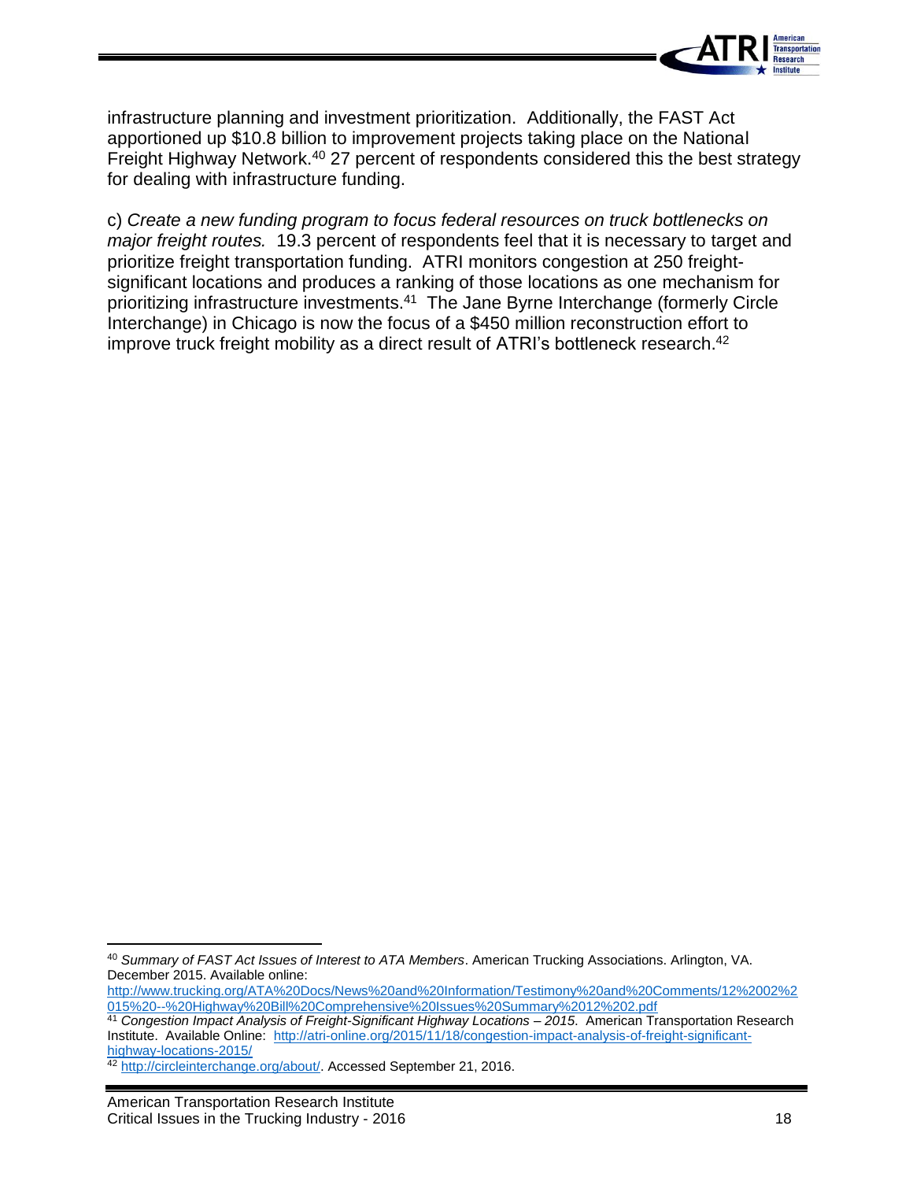infrastructure planning and investment prioritization. Additionally, the FAST Act apportioned up $10.8 billion to improvement projects taking place on the National Freight Highway Network.[40] 27 percent of respondents considered this the best strategy for dealing with infrastructure funding.

c) *Create a new funding program to focus federal resources on truck bottlenecks on major freight routes.* 19.3 percent of respondents feel that it is necessary to target and prioritize freight transportation funding. ATRI monitors congestion at 250 freight-significant locations and produces a ranking of those locations as one mechanism for prioritizing infrastructure investments.[41] The Jane Byrne Interchange (formerly Circle Interchange) in Chicago is now the focus of a $450 million reconstruction effort to improve truck freight mobility as a direct result of ATRI's bottleneck research.[42]

---

[40] *Summary of FAST Act Issues of Interest to ATA Members*. American Trucking Associations. Arlington, VA. December 2015. Available online: http://www.trucking.org/ATA%20Docs/News%20and%20Information/Testimony%20and%20Comments/12%2002%2015%20--%20Highway%20Bill%20Comprehensive%20Issues%20Summary%2012%202.pdf

[41] *Congestion Impact Analysis of Freight-Significant Highway Locations – 2015*. American Transportation Research Institute. Available Online: http://atri-online.org/2015/11/18/congestion-impact-analysis-of-freight-significant-highway-locations-2015/

[42] http://circleinterchange.org/about/. Accessed September 21, 2016.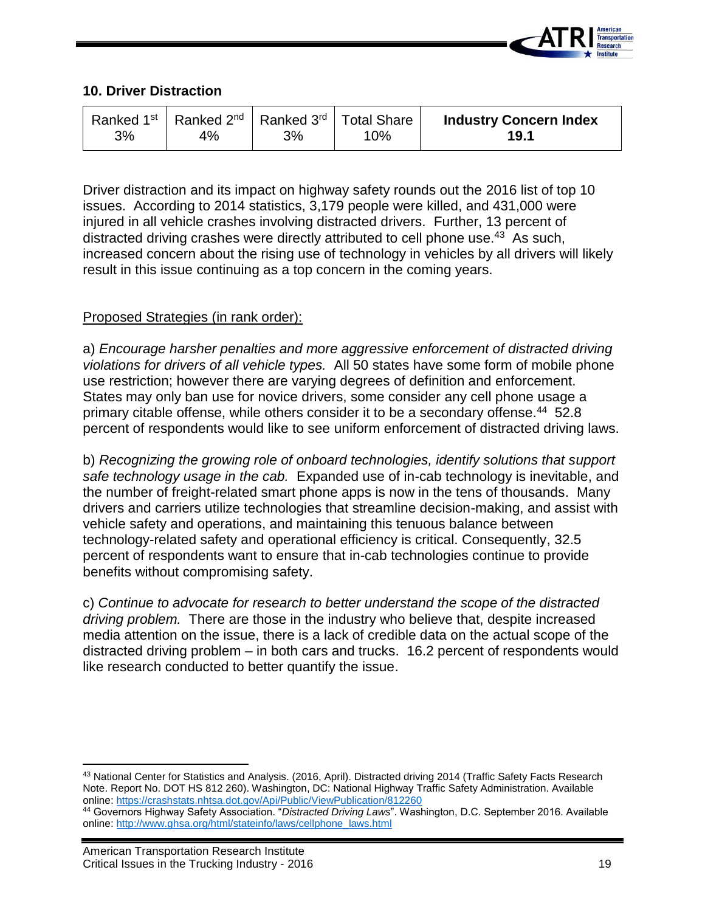## 10. Driver Distraction

| Ranked 1st | Ranked 2nd | Ranked 3rd | Total Share | **Industry Concern Index** |
|---|---|---|---|---|
| 3% | 4% | 3% | 10% | **19.1** |

Driver distraction and its impact on highway safety rounds out the 2016 list of top 10 issues. According to 2014 statistics, 3,179 people were killed, and 431,000 were injured in all vehicle crashes involving distracted drivers. Further, 13 percent of distracted driving crashes were directly attributed to cell phone use.[43] As such, increased concern about the rising use of technology in vehicles by all drivers will likely result in this issue continuing as a top concern in the coming years.

Proposed Strategies (in rank order):

a) *Encourage harsher penalties and more aggressive enforcement of distracted driving violations for drivers of all vehicle types.* All 50 states have some form of mobile phone use restriction; however there are varying degrees of definition and enforcement. States may only ban use for novice drivers, some consider any cell phone usage a primary citable offense, while others consider it to be a secondary offense.[44] 52.8 percent of respondents would like to see uniform enforcement of distracted driving laws.

b) *Recognizing the growing role of onboard technologies, identify solutions that support safe technology usage in the cab.* Expanded use of in-cab technology is inevitable, and the number of freight-related smart phone apps is now in the tens of thousands. Many drivers and carriers utilize technologies that streamline decision-making, and assist with vehicle safety and operations, and maintaining this tenuous balance between technology-related safety and operational efficiency is critical. Consequently, 32.5 percent of respondents want to ensure that in-cab technologies continue to provide benefits without compromising safety.

c) *Continue to advocate for research to better understand the scope of the distracted driving problem.* There are those in the industry who believe that, despite increased media attention on the issue, there is a lack of credible data on the actual scope of the distracted driving problem – in both cars and trucks. 16.2 percent of respondents would like research conducted to better quantify the issue.

---

[43] National Center for Statistics and Analysis. (2016, April). Distracted driving 2014 (Traffic Safety Facts Research Note. Report No. DOT HS 812 260). Washington, DC: National Highway Traffic Safety Administration. Available online: https://crashstats.nhtsa.dot.gov/Api/Public/ViewPublication/812260

[44] Governors Highway Safety Association. "*Distracted Driving Laws*". Washington, D.C. September 2016. Available online: http://www.ghsa.org/html/stateinfo/laws/cellphone_laws.html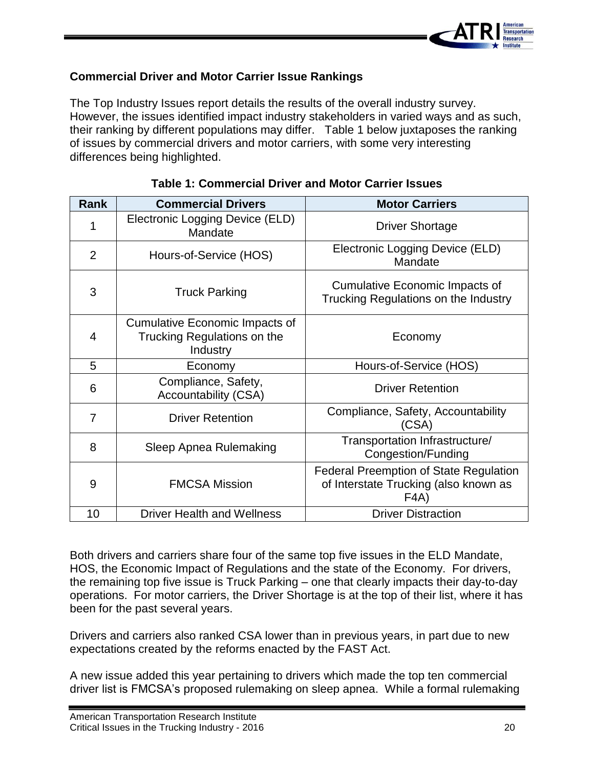### Commercial Driver and Motor Carrier Issue Rankings

The Top Industry Issues report details the results of the overall industry survey. However, the issues identified impact industry stakeholders in varied ways and as such, their ranking by different populations may differ. Table 1 below juxtaposes the ranking of issues by commercial drivers and motor carriers, with some very interesting differences being highlighted.

**Table 1: Commercial Driver and Motor Carrier Issues**

| Rank | Commercial Drivers | Motor Carriers |
|---|---|---|
| 1 | Electronic Logging Device (ELD) Mandate | Driver Shortage |
| 2 | Hours-of-Service (HOS) | Electronic Logging Device (ELD) Mandate |
| 3 | Truck Parking | Cumulative Economic Impacts of Trucking Regulations on the Industry |
| 4 | Cumulative Economic Impacts of Trucking Regulations on the Industry | Economy |
| 5 | Economy | Hours-of-Service (HOS) |
| 6 | Compliance, Safety, Accountability (CSA) | Driver Retention |
| 7 | Driver Retention | Compliance, Safety, Accountability (CSA) |
| 8 | Sleep Apnea Rulemaking | Transportation Infrastructure/ Congestion/Funding |
| 9 | FMCSA Mission | Federal Preemption of State Regulation of Interstate Trucking (also known as F4A) |
| 10 | Driver Health and Wellness | Driver Distraction |

Both drivers and carriers share four of the same top five issues in the ELD Mandate, HOS, the Economic Impact of Regulations and the state of the Economy. For drivers, the remaining top five issue is Truck Parking – one that clearly impacts their day-to-day operations. For motor carriers, the Driver Shortage is at the top of their list, where it has been for the past several years.

Drivers and carriers also ranked CSA lower than in previous years, in part due to new expectations created by the reforms enacted by the FAST Act.

A new issue added this year pertaining to drivers which made the top ten commercial driver list is FMCSA's proposed rulemaking on sleep apnea. While a formal rulemaking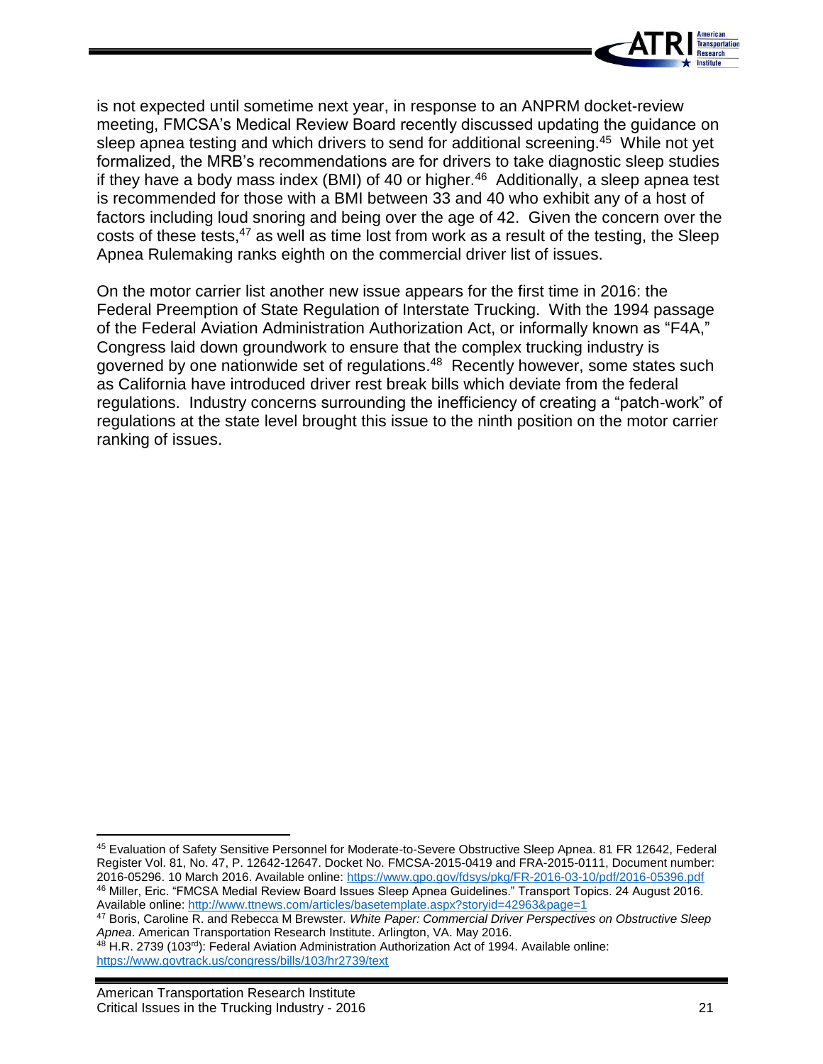is not expected until sometime next year, in response to an ANPRM docket-review meeting, FMCSA's Medical Review Board recently discussed updating the guidance on sleep apnea testing and which drivers to send for additional screening.[45] While not yet formalized, the MRB's recommendations are for drivers to take diagnostic sleep studies if they have a body mass index (BMI) of 40 or higher.[46] Additionally, a sleep apnea test is recommended for those with a BMI between 33 and 40 who exhibit any of a host of factors including loud snoring and being over the age of 42. Given the concern over the costs of these tests,[47] as well as time lost from work as a result of the testing, the Sleep Apnea Rulemaking ranks eighth on the commercial driver list of issues.

On the motor carrier list another new issue appears for the first time in 2016: the Federal Preemption of State Regulation of Interstate Trucking. With the 1994 passage of the Federal Aviation Administration Authorization Act, or informally known as "F4A," Congress laid down groundwork to ensure that the complex trucking industry is governed by one nationwide set of regulations.[48] Recently however, some states such as California have introduced driver rest break bills which deviate from the federal regulations. Industry concerns surrounding the inefficiency of creating a "patch-work" of regulations at the state level brought this issue to the ninth position on the motor carrier ranking of issues.

---

[45] Evaluation of Safety Sensitive Personnel for Moderate-to-Severe Obstructive Sleep Apnea. 81 FR 12642, Federal Register Vol. 81, No. 47, P. 12642-12647. Docket No. FMCSA-2015-0419 and FRA-2015-0111, Document number: 2016-05296. 10 March 2016. Available online: https://www.gpo.gov/fdsys/pkg/FR-2016-03-10/pdf/2016-05396.pdf

[46] Miller, Eric. "FMCSA Medial Review Board Issues Sleep Apnea Guidelines." Transport Topics. 24 August 2016. Available online: http://www.ttnews.com/articles/basetemplate.aspx?storyid=42963&page=1

[47] Boris, Caroline R. and Rebecca M Brewster. *White Paper: Commercial Driver Perspectives on Obstructive Sleep Apnea*. American Transportation Research Institute. Arlington, VA. May 2016.

[48] H.R. 2739 (103rd): Federal Aviation Administration Authorization Act of 1994. Available online: https://www.govtrack.us/congress/bills/103/hr2739/text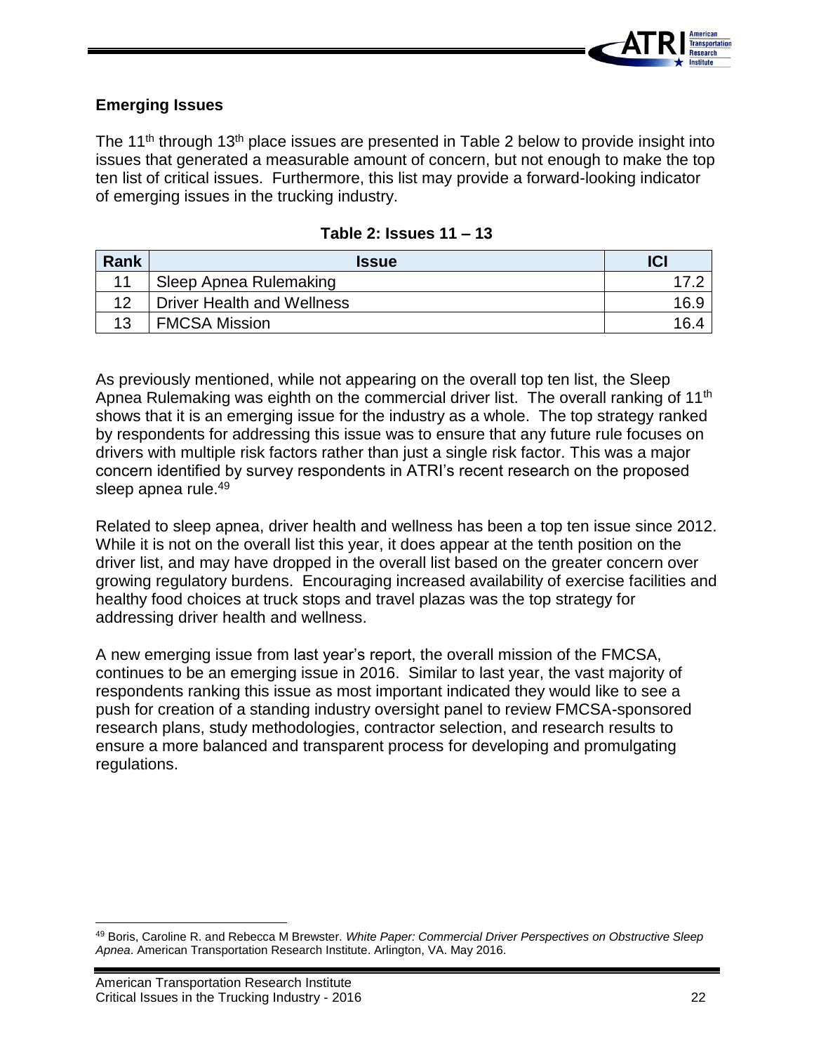## Emerging Issues

The 11th through 13th place issues are presented in Table 2 below to provide insight into issues that generated a measurable amount of concern, but not enough to make the top ten list of critical issues. Furthermore, this list may provide a forward-looking indicator of emerging issues in the trucking industry.

**Table 2: Issues 11 – 13**

| Rank | Issue | ICI |
|---|---|---|
| 11 | Sleep Apnea Rulemaking | 17.2 |
| 12 | Driver Health and Wellness | 16.9 |
| 13 | FMCSA Mission | 16.4 |

As previously mentioned, while not appearing on the overall top ten list, the Sleep Apnea Rulemaking was eighth on the commercial driver list. The overall ranking of 11th shows that it is an emerging issue for the industry as a whole. The top strategy ranked by respondents for addressing this issue was to ensure that any future rule focuses on drivers with multiple risk factors rather than just a single risk factor. This was a major concern identified by survey respondents in ATRI's recent research on the proposed sleep apnea rule.[49]

Related to sleep apnea, driver health and wellness has been a top ten issue since 2012. While it is not on the overall list this year, it does appear at the tenth position on the driver list, and may have dropped in the overall list based on the greater concern over growing regulatory burdens. Encouraging increased availability of exercise facilities and healthy food choices at truck stops and travel plazas was the top strategy for addressing driver health and wellness.

A new emerging issue from last year's report, the overall mission of the FMCSA, continues to be an emerging issue in 2016. Similar to last year, the vast majority of respondents ranking this issue as most important indicated they would like to see a push for creation of a standing industry oversight panel to review FMCSA-sponsored research plans, study methodologies, contractor selection, and research results to ensure a more balanced and transparent process for developing and promulgating regulations.

---

[49] Boris, Caroline R. and Rebecca M Brewster. *White Paper: Commercial Driver Perspectives on Obstructive Sleep Apnea*. American Transportation Research Institute. Arlington, VA. May 2016.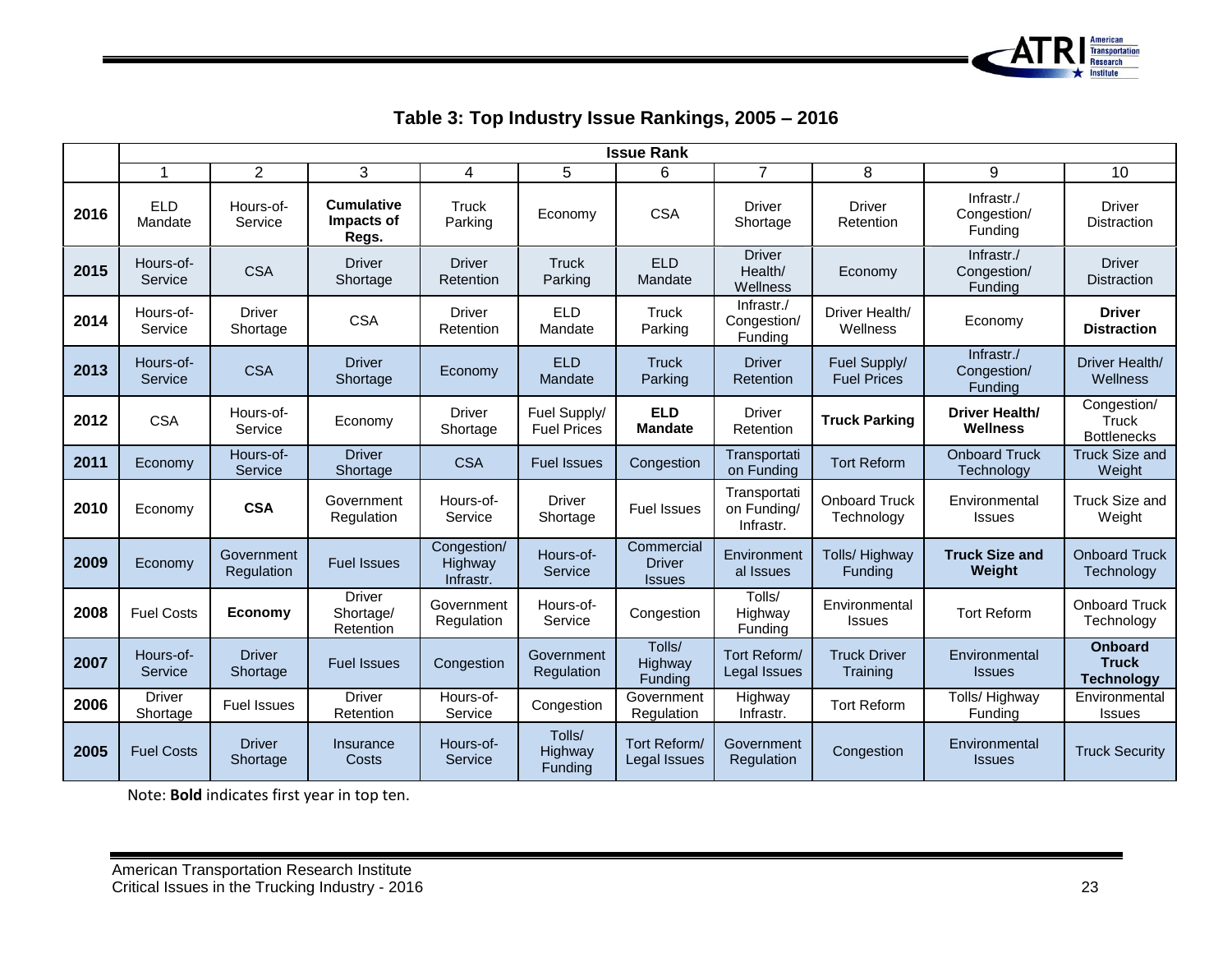## Table 3: Top Industry Issue Rankings, 2005 – 2016

| | Issue Rank | | | | | | | | | |
|---|---|---|---|---|---|---|---|---|---|---|
| | 1 | 2 | 3 | 4 | 5 | 6 | 7 | 8 | 9 | 10 |
| **2016** | ELD Mandate | Hours-of-Service | **Cumulative Impacts of Regs.** | Truck Parking | Economy | CSA | Driver Shortage | Driver Retention | Infrastr./ Congestion/ Funding | Driver Distraction |
| **2015** | Hours-of-Service | CSA | Driver Shortage | Driver Retention | Truck Parking | ELD Mandate | Driver Health/ Wellness | Economy | Infrastr./ Congestion/ Funding | Driver Distraction |
| **2014** | Hours-of-Service | Driver Shortage | CSA | Driver Retention | ELD Mandate | Truck Parking | Infrastr./ Congestion/ Funding | Driver Health/ Wellness | Economy | **Driver Distraction** |
| **2013** | Hours-of-Service | CSA | Driver Shortage | Economy | ELD Mandate | Truck Parking | Driver Retention | Fuel Supply/ Fuel Prices | Infrastr./ Congestion/ Funding | Driver Health/ Wellness |
| **2012** | CSA | Hours-of-Service | Economy | Driver Shortage | Fuel Supply/ Fuel Prices | **ELD Mandate** | Driver Retention | **Truck Parking** | **Driver Health/ Wellness** | Congestion/ Truck Bottlenecks |
| **2011** | Economy | Hours-of-Service | Driver Shortage | CSA | Fuel Issues | Congestion | Transportation Funding | Tort Reform | Onboard Truck Technology | Truck Size and Weight |
| **2010** | Economy | **CSA** | Government Regulation | Hours-of-Service | Driver Shortage | Fuel Issues | Transportation Funding/ Infrastr. | Onboard Truck Technology | Environmental Issues | Truck Size and Weight |
| **2009** | Economy | Government Regulation | Fuel Issues | Congestion/ Highway Infrastr. | Hours-of-Service | Commercial Driver Issues | Environmental Issues | Tolls/ Highway Funding | **Truck Size and Weight** | Onboard Truck Technology |
| **2008** | Fuel Costs | **Economy** | Driver Shortage/ Retention | Government Regulation | Hours-of-Service | Congestion | Tolls/ Highway Funding | Environmental Issues | Tort Reform | Onboard Truck Technology |
| **2007** | Hours-of-Service | Driver Shortage | Fuel Issues | Congestion | Government Regulation | Tolls/ Highway Funding | Tort Reform/ Legal Issues | Truck Driver Training | Environmental Issues | **Onboard Truck Technology** |
| **2006** | Driver Shortage | Fuel Issues | Driver Retention | Hours-of-Service | Congestion | Government Regulation | Highway Infrastr. | Tort Reform | Tolls/ Highway Funding | Environmental Issues |
| **2005** | Fuel Costs | Driver Shortage | Insurance Costs | Hours-of-Service | Tolls/ Highway Funding | Tort Reform/ Legal Issues | Government Regulation | Congestion | Environmental Issues | Truck Security |

Note: **Bold** indicates first year in top ten.